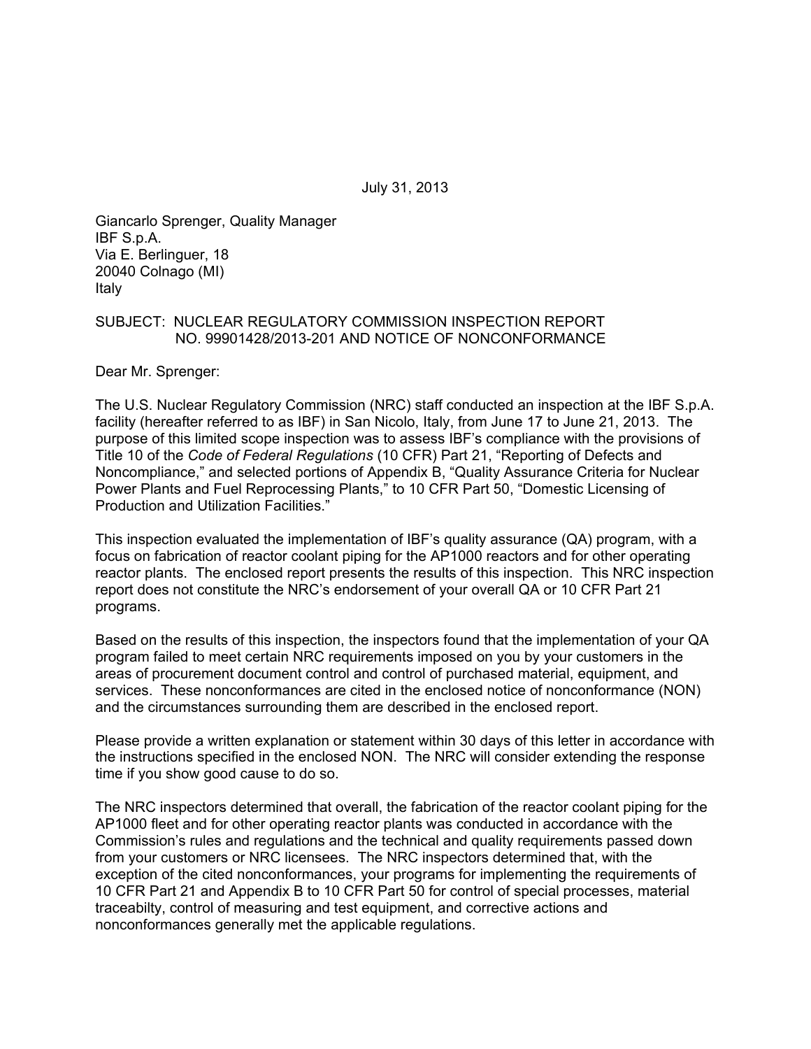July 31, 2013

Giancarlo Sprenger, Quality Manager
IBF S.p.A.
Via E. Berlinguer, 18
20040 Colnago (MI)
Italy

SUBJECT: NUCLEAR REGULATORY COMMISSION INSPECTION REPORT NO. 99901428/2013-201 AND NOTICE OF NONCONFORMANCE

Dear Mr. Sprenger:

The U.S. Nuclear Regulatory Commission (NRC) staff conducted an inspection at the IBF S.p.A. facility (hereafter referred to as IBF) in San Nicolo, Italy, from June 17 to June 21, 2013. The purpose of this limited scope inspection was to assess IBF's compliance with the provisions of Title 10 of the *Code of Federal Regulations* (10 CFR) Part 21, "Reporting of Defects and Noncompliance," and selected portions of Appendix B, "Quality Assurance Criteria for Nuclear Power Plants and Fuel Reprocessing Plants," to 10 CFR Part 50, "Domestic Licensing of Production and Utilization Facilities."

This inspection evaluated the implementation of IBF's quality assurance (QA) program, with a focus on fabrication of reactor coolant piping for the AP1000 reactors and for other operating reactor plants. The enclosed report presents the results of this inspection. This NRC inspection report does not constitute the NRC's endorsement of your overall QA or 10 CFR Part 21 programs.

Based on the results of this inspection, the inspectors found that the implementation of your QA program failed to meet certain NRC requirements imposed on you by your customers in the areas of procurement document control and control of purchased material, equipment, and services. These nonconformances are cited in the enclosed notice of nonconformance (NON) and the circumstances surrounding them are described in the enclosed report.

Please provide a written explanation or statement within 30 days of this letter in accordance with the instructions specified in the enclosed NON. The NRC will consider extending the response time if you show good cause to do so.

The NRC inspectors determined that overall, the fabrication of the reactor coolant piping for the AP1000 fleet and for other operating reactor plants was conducted in accordance with the Commission's rules and regulations and the technical and quality requirements passed down from your customers or NRC licensees. The NRC inspectors determined that, with the exception of the cited nonconformances, your programs for implementing the requirements of 10 CFR Part 21 and Appendix B to 10 CFR Part 50 for control of special processes, material traceabilty, control of measuring and test equipment, and corrective actions and nonconformances generally met the applicable regulations.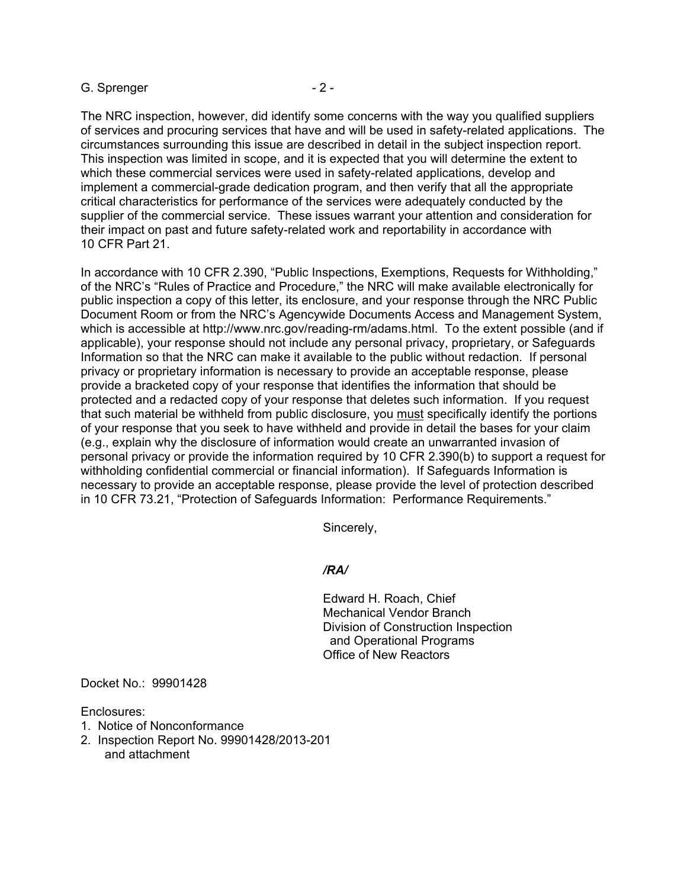The NRC inspection, however, did identify some concerns with the way you qualified suppliers of services and procuring services that have and will be used in safety-related applications. The circumstances surrounding this issue are described in detail in the subject inspection report. This inspection was limited in scope, and it is expected that you will determine the extent to which these commercial services were used in safety-related applications, develop and implement a commercial-grade dedication program, and then verify that all the appropriate critical characteristics for performance of the services were adequately conducted by the supplier of the commercial service. These issues warrant your attention and consideration for their impact on past and future safety-related work and reportability in accordance with 10 CFR Part 21.

In accordance with 10 CFR 2.390, "Public Inspections, Exemptions, Requests for Withholding," of the NRC's "Rules of Practice and Procedure," the NRC will make available electronically for public inspection a copy of this letter, its enclosure, and your response through the NRC Public Document Room or from the NRC's Agencywide Documents Access and Management System, which is accessible at http://www.nrc.gov/reading-rm/adams.html. To the extent possible (and if applicable), your response should not include any personal privacy, proprietary, or Safeguards Information so that the NRC can make it available to the public without redaction. If personal privacy or proprietary information is necessary to provide an acceptable response, please provide a bracketed copy of your response that identifies the information that should be protected and a redacted copy of your response that deletes such information. If you request that such material be withheld from public disclosure, you <u>must</u> specifically identify the portions of your response that you seek to have withheld and provide in detail the bases for your claim (e.g., explain why the disclosure of information would create an unwarranted invasion of personal privacy or provide the information required by 10 CFR 2.390(b) to support a request for withholding confidential commercial or financial information). If Safeguards Information is necessary to provide an acceptable response, please provide the level of protection described in 10 CFR 73.21, "Protection of Safeguards Information: Performance Requirements."

Sincerely,

*/RA/*

Edward H. Roach, Chief
Mechanical Vendor Branch
Division of Construction Inspection
and Operational Programs
Office of New Reactors

Docket No.: 99901428

Enclosures:

1. Notice of Nonconformance
2. Inspection Report No. 99901428/2013-201 and attachment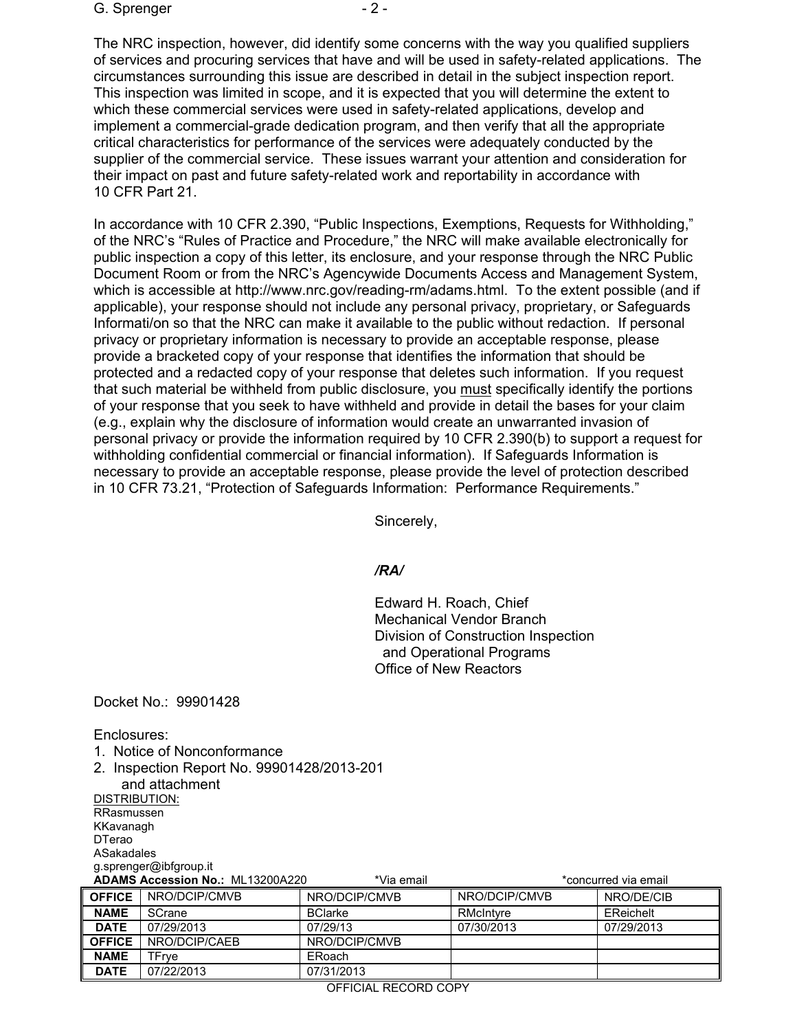The NRC inspection, however, did identify some concerns with the way you qualified suppliers of services and procuring services that have and will be used in safety-related applications. The circumstances surrounding this issue are described in detail in the subject inspection report. This inspection was limited in scope, and it is expected that you will determine the extent to which these commercial services were used in safety-related applications, develop and implement a commercial-grade dedication program, and then verify that all the appropriate critical characteristics for performance of the services were adequately conducted by the supplier of the commercial service. These issues warrant your attention and consideration for their impact on past and future safety-related work and reportability in accordance with 10 CFR Part 21.

In accordance with 10 CFR 2.390, "Public Inspections, Exemptions, Requests for Withholding," of the NRC's "Rules of Practice and Procedure," the NRC will make available electronically for public inspection a copy of this letter, its enclosure, and your response through the NRC Public Document Room or from the NRC's Agencywide Documents Access and Management System, which is accessible at http://www.nrc.gov/reading-rm/adams.html. To the extent possible (and if applicable), your response should not include any personal privacy, proprietary, or Safeguards Informati/on so that the NRC can make it available to the public without redaction. If personal privacy or proprietary information is necessary to provide an acceptable response, please provide a bracketed copy of your response that identifies the information that should be protected and a redacted copy of your response that deletes such information. If you request that such material be withheld from public disclosure, you must specifically identify the portions of your response that you seek to have withheld and provide in detail the bases for your claim (e.g., explain why the disclosure of information would create an unwarranted invasion of personal privacy or provide the information required by 10 CFR 2.390(b) to support a request for withholding confidential commercial or financial information). If Safeguards Information is necessary to provide an acceptable response, please provide the level of protection described in 10 CFR 73.21, "Protection of Safeguards Information: Performance Requirements."

Sincerely,

*/RA/*

Edward H. Roach, Chief
Mechanical Vendor Branch
Division of Construction Inspection
and Operational Programs
Office of New Reactors

Docket No.: 99901428

Enclosures:
1. Notice of Nonconformance
2. Inspection Report No. 99901428/2013-201 and attachment

DISTRIBUTION:
RRasmussen
KKavanagh
DTerao
ASakadales
g.sprenger@ibfgroup.it

**ADAMS Accession No.:** ML13200A220 *Via email *concurred via email

| OFFICE | NRO/DCIP/CMVB | NRO/DCIP/CMVB | NRO/DCIP/CMVB | NRO/DE/CIB |
|---|---|---|---|---|
| NAME | SCrane | BClarke | RMcIntyre | EReichelt |
| DATE | 07/29/2013 | 07/29/13 | 07/30/2013 | 07/29/2013 |
| OFFICE | NRO/DCIP/CAEB | NRO/DCIP/CMVB | | |
| NAME | TFrye | ERoach | | |
| DATE | 07/22/2013 | 07/31/2013 | | |

OFFICIAL RECORD COPY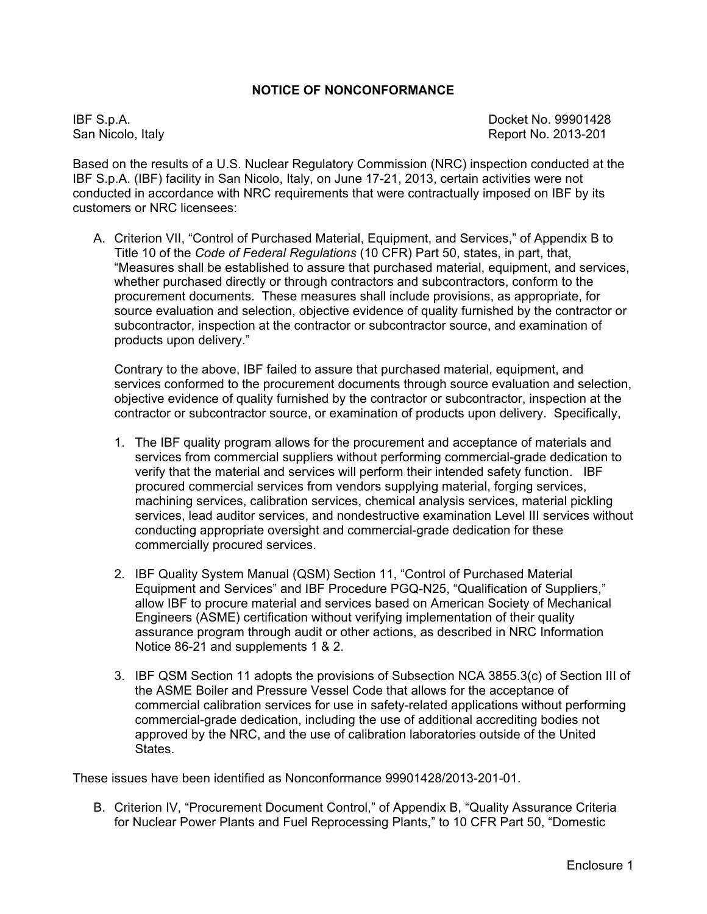## NOTICE OF NONCONFORMANCE

IBF S.p.A. Docket No. 99901428
San Nicolo, Italy Report No. 2013-201

Based on the results of a U.S. Nuclear Regulatory Commission (NRC) inspection conducted at the IBF S.p.A. (IBF) facility in San Nicolo, Italy, on June 17-21, 2013, certain activities were not conducted in accordance with NRC requirements that were contractually imposed on IBF by its customers or NRC licensees:

A. Criterion VII, "Control of Purchased Material, Equipment, and Services," of Appendix B to Title 10 of the *Code of Federal Regulations* (10 CFR) Part 50, states, in part, that, "Measures shall be established to assure that purchased material, equipment, and services, whether purchased directly or through contractors and subcontractors, conform to the procurement documents. These measures shall include provisions, as appropriate, for source evaluation and selection, objective evidence of quality furnished by the contractor or subcontractor, inspection at the contractor or subcontractor source, and examination of products upon delivery."

   Contrary to the above, IBF failed to assure that purchased material, equipment, and services conformed to the procurement documents through source evaluation and selection, objective evidence of quality furnished by the contractor or subcontractor, inspection at the contractor or subcontractor source, or examination of products upon delivery. Specifically,

   1. The IBF quality program allows for the procurement and acceptance of materials and services from commercial suppliers without performing commercial-grade dedication to verify that the material and services will perform their intended safety function. IBF procured commercial services from vendors supplying material, forging services, machining services, calibration services, chemical analysis services, material pickling services, lead auditor services, and nondestructive examination Level III services without conducting appropriate oversight and commercial-grade dedication for these commercially procured services.

   2. IBF Quality System Manual (QSM) Section 11, "Control of Purchased Material Equipment and Services" and IBF Procedure PGQ-N25, "Qualification of Suppliers," allow IBF to procure material and services based on American Society of Mechanical Engineers (ASME) certification without verifying implementation of their quality assurance program through audit or other actions, as described in NRC Information Notice 86-21 and supplements 1 & 2.

   3. IBF QSM Section 11 adopts the provisions of Subsection NCA 3855.3(c) of Section III of the ASME Boiler and Pressure Vessel Code that allows for the acceptance of commercial calibration services for use in safety-related applications without performing commercial-grade dedication, including the use of additional accrediting bodies not approved by the NRC, and the use of calibration laboratories outside of the United States.

These issues have been identified as Nonconformance 99901428/2013-201-01.

B. Criterion IV, "Procurement Document Control," of Appendix B, "Quality Assurance Criteria for Nuclear Power Plants and Fuel Reprocessing Plants," to 10 CFR Part 50, "Domestic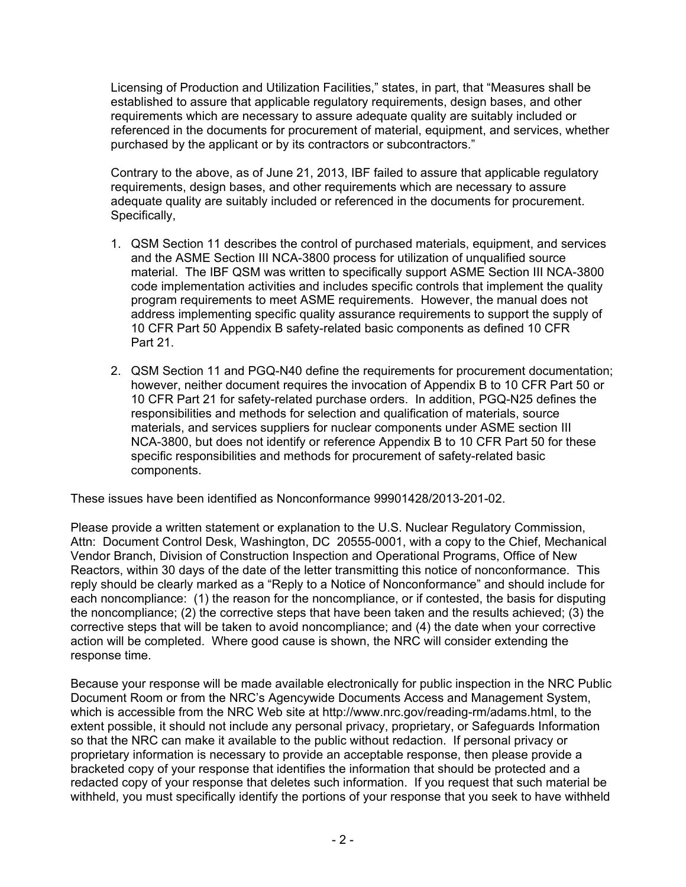Licensing of Production and Utilization Facilities," states, in part, that "Measures shall be established to assure that applicable regulatory requirements, design bases, and other requirements which are necessary to assure adequate quality are suitably included or referenced in the documents for procurement of material, equipment, and services, whether purchased by the applicant or by its contractors or subcontractors."

Contrary to the above, as of June 21, 2013, IBF failed to assure that applicable regulatory requirements, design bases, and other requirements which are necessary to assure adequate quality are suitably included or referenced in the documents for procurement. Specifically,

1. QSM Section 11 describes the control of purchased materials, equipment, and services and the ASME Section III NCA-3800 process for utilization of unqualified source material. The IBF QSM was written to specifically support ASME Section III NCA-3800 code implementation activities and includes specific controls that implement the quality program requirements to meet ASME requirements. However, the manual does not address implementing specific quality assurance requirements to support the supply of 10 CFR Part 50 Appendix B safety-related basic components as defined 10 CFR Part 21.

2. QSM Section 11 and PGQ-N40 define the requirements for procurement documentation; however, neither document requires the invocation of Appendix B to 10 CFR Part 50 or 10 CFR Part 21 for safety-related purchase orders. In addition, PGQ-N25 defines the responsibilities and methods for selection and qualification of materials, source materials, and services suppliers for nuclear components under ASME section III NCA-3800, but does not identify or reference Appendix B to 10 CFR Part 50 for these specific responsibilities and methods for procurement of safety-related basic components.

These issues have been identified as Nonconformance 99901428/2013-201-02.

Please provide a written statement or explanation to the U.S. Nuclear Regulatory Commission, Attn: Document Control Desk, Washington, DC 20555-0001, with a copy to the Chief, Mechanical Vendor Branch, Division of Construction Inspection and Operational Programs, Office of New Reactors, within 30 days of the date of the letter transmitting this notice of nonconformance. This reply should be clearly marked as a "Reply to a Notice of Nonconformance" and should include for each noncompliance: (1) the reason for the noncompliance, or if contested, the basis for disputing the noncompliance; (2) the corrective steps that have been taken and the results achieved; (3) the corrective steps that will be taken to avoid noncompliance; and (4) the date when your corrective action will be completed. Where good cause is shown, the NRC will consider extending the response time.

Because your response will be made available electronically for public inspection in the NRC Public Document Room or from the NRC's Agencywide Documents Access and Management System, which is accessible from the NRC Web site at http://www.nrc.gov/reading-rm/adams.html, to the extent possible, it should not include any personal privacy, proprietary, or Safeguards Information so that the NRC can make it available to the public without redaction. If personal privacy or proprietary information is necessary to provide an acceptable response, then please provide a bracketed copy of your response that identifies the information that should be protected and a redacted copy of your response that deletes such information. If you request that such material be withheld, you must specifically identify the portions of your response that you seek to have withheld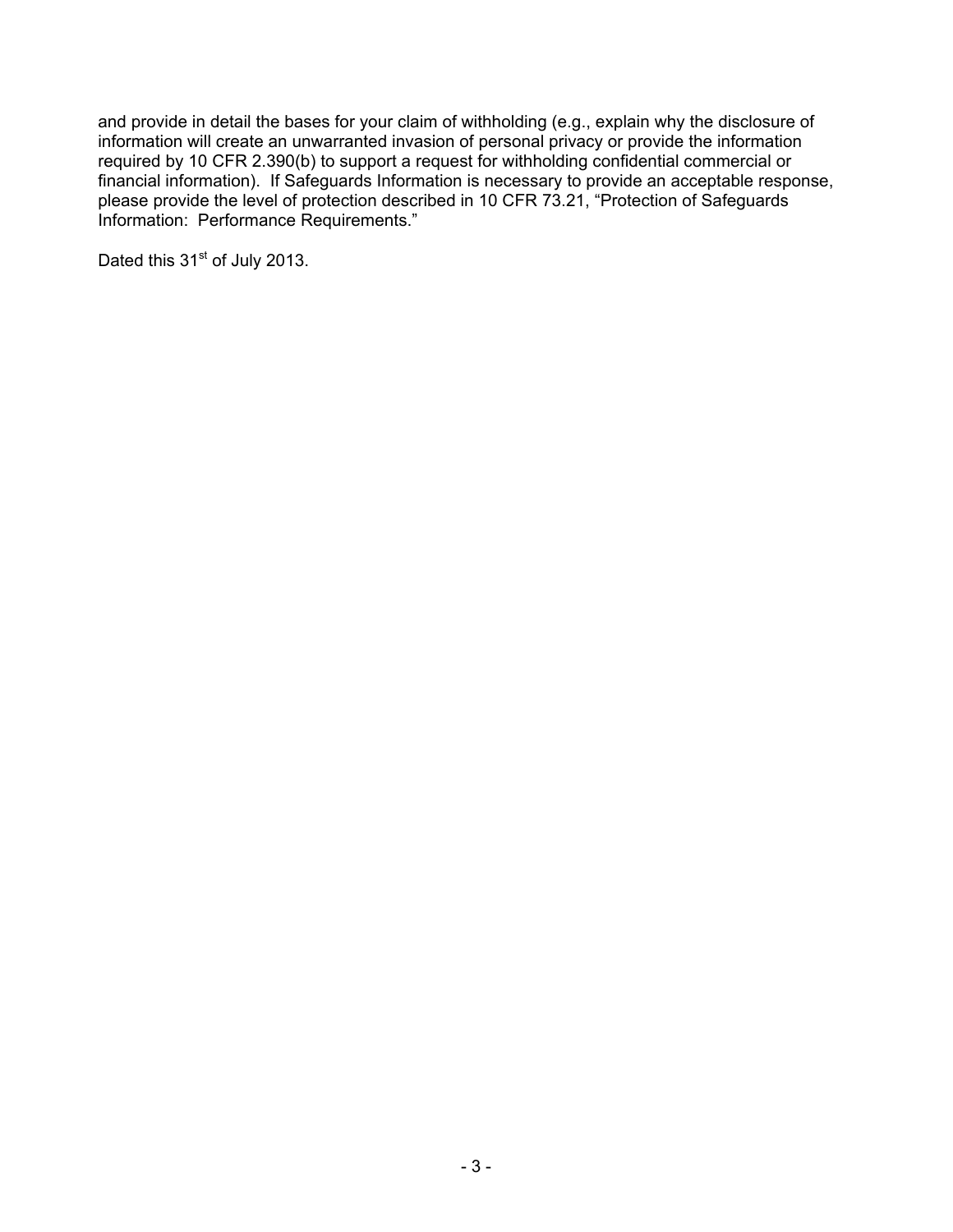and provide in detail the bases for your claim of withholding (e.g., explain why the disclosure of information will create an unwarranted invasion of personal privacy or provide the information required by 10 CFR 2.390(b) to support a request for withholding confidential commercial or financial information). If Safeguards Information is necessary to provide an acceptable response, please provide the level of protection described in 10 CFR 73.21, "Protection of Safeguards Information: Performance Requirements."

Dated this 31st of July 2013.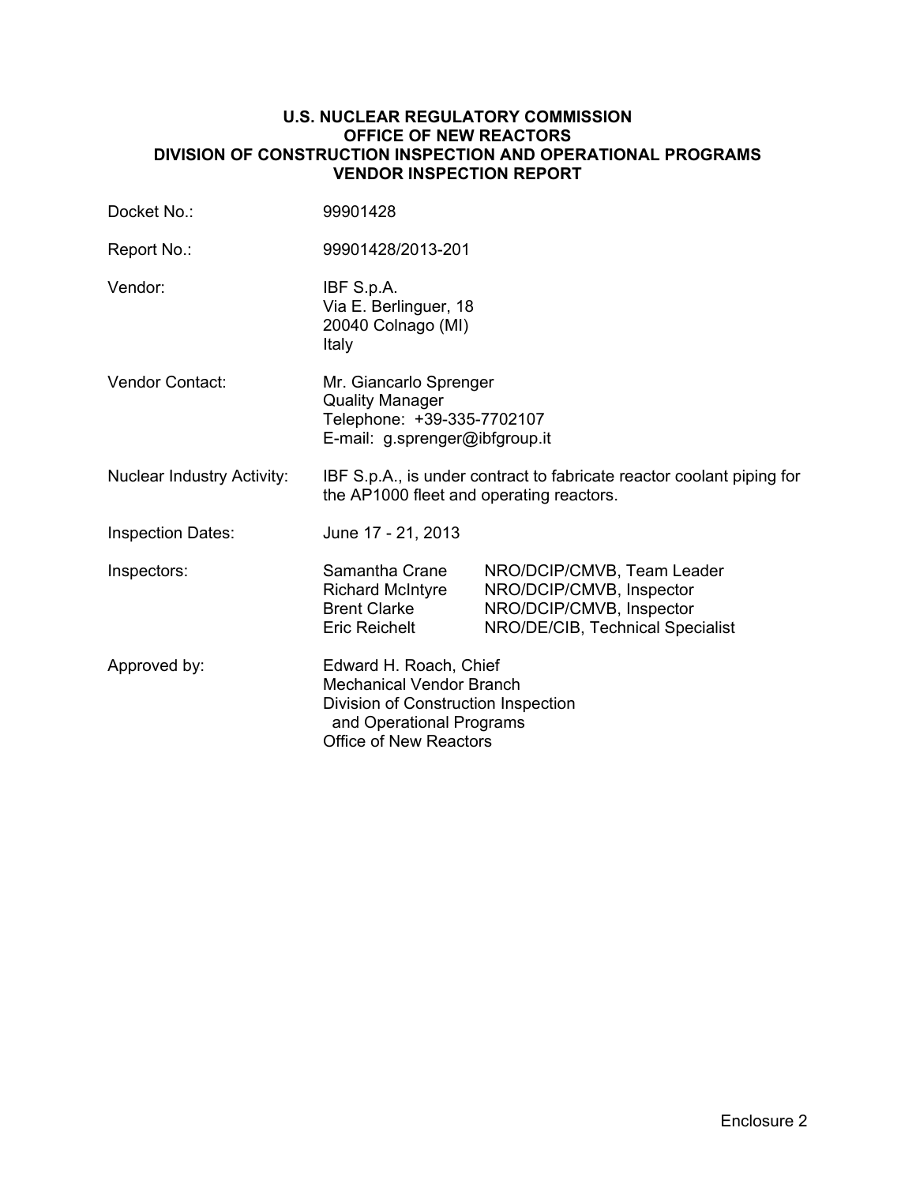**U.S. NUCLEAR REGULATORY COMMISSION**
**OFFICE OF NEW REACTORS**
**DIVISION OF CONSTRUCTION INSPECTION AND OPERATIONAL PROGRAMS**
**VENDOR INSPECTION REPORT**

| | |
|---|---|
| Docket No.: | 99901428 |
| Report No.: | 99901428/2013-201 |
| Vendor: | IBF S.p.A.<br>Via E. Berlinguer, 18<br>20040 Colnago (MI)<br>Italy |
| Vendor Contact: | Mr. Giancarlo Sprenger<br>Quality Manager<br>Telephone: +39-335-7702107<br>E-mail: g.sprenger@ibfgroup.it |
| Nuclear Industry Activity: | IBF S.p.A., is under contract to fabricate reactor coolant piping for the AP1000 fleet and operating reactors. |
| Inspection Dates: | June 17 - 21, 2013 |
| Inspectors: | Samantha Crane — NRO/DCIP/CMVB, Team Leader<br>Richard McIntyre — NRO/DCIP/CMVB, Inspector<br>Brent Clarke — NRO/DCIP/CMVB, Inspector<br>Eric Reichelt — NRO/DE/CIB, Technical Specialist |
| Approved by: | Edward H. Roach, Chief<br>Mechanical Vendor Branch<br>Division of Construction Inspection and Operational Programs<br>Office of New Reactors |

Enclosure 2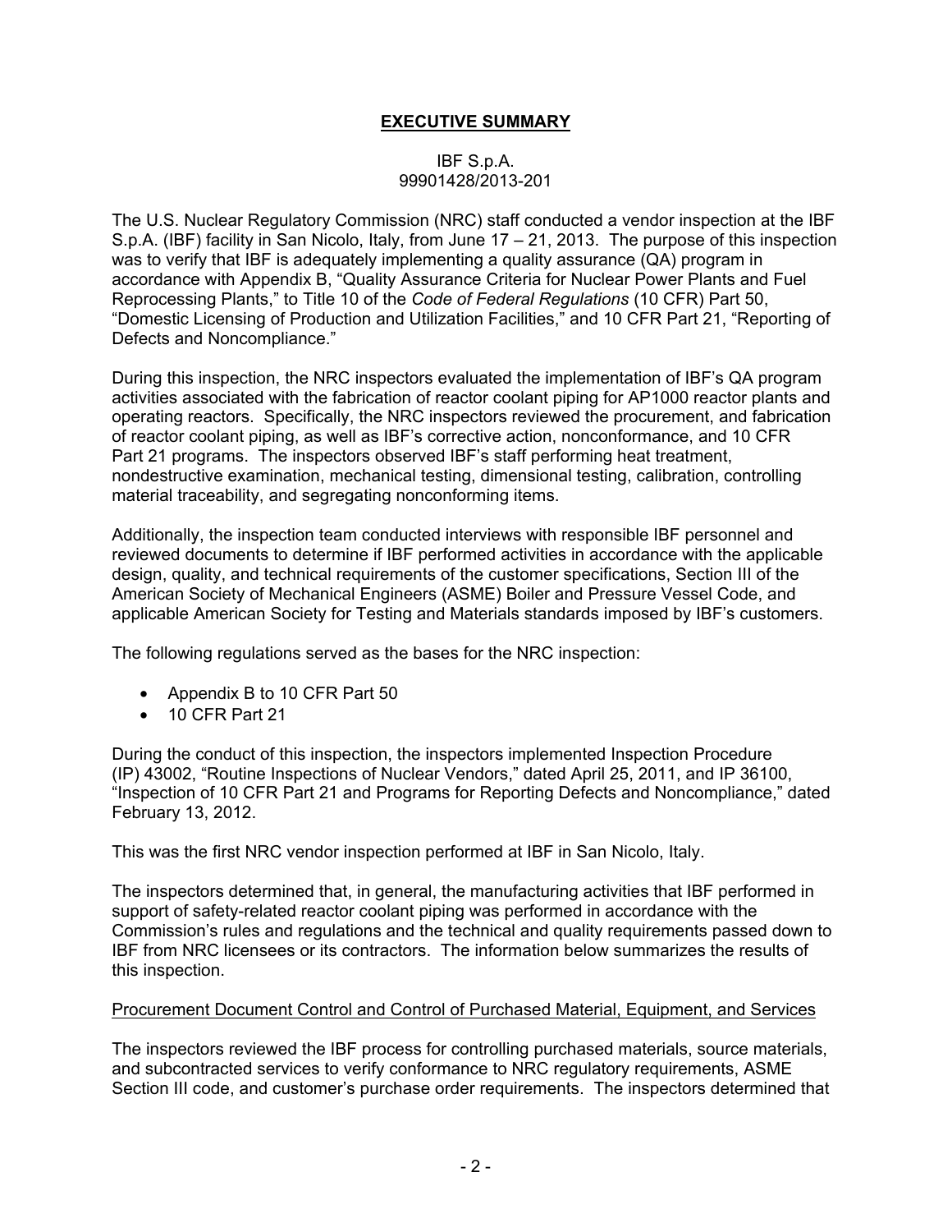## EXECUTIVE SUMMARY

IBF S.p.A.
99901428/2013-201

The U.S. Nuclear Regulatory Commission (NRC) staff conducted a vendor inspection at the IBF S.p.A. (IBF) facility in San Nicolo, Italy, from June 17 – 21, 2013. The purpose of this inspection was to verify that IBF is adequately implementing a quality assurance (QA) program in accordance with Appendix B, "Quality Assurance Criteria for Nuclear Power Plants and Fuel Reprocessing Plants," to Title 10 of the *Code of Federal Regulations* (10 CFR) Part 50, "Domestic Licensing of Production and Utilization Facilities," and 10 CFR Part 21, "Reporting of Defects and Noncompliance."

During this inspection, the NRC inspectors evaluated the implementation of IBF's QA program activities associated with the fabrication of reactor coolant piping for AP1000 reactor plants and operating reactors. Specifically, the NRC inspectors reviewed the procurement, and fabrication of reactor coolant piping, as well as IBF's corrective action, nonconformance, and 10 CFR Part 21 programs. The inspectors observed IBF's staff performing heat treatment, nondestructive examination, mechanical testing, dimensional testing, calibration, controlling material traceability, and segregating nonconforming items.

Additionally, the inspection team conducted interviews with responsible IBF personnel and reviewed documents to determine if IBF performed activities in accordance with the applicable design, quality, and technical requirements of the customer specifications, Section III of the American Society of Mechanical Engineers (ASME) Boiler and Pressure Vessel Code, and applicable American Society for Testing and Materials standards imposed by IBF's customers.

The following regulations served as the bases for the NRC inspection:

- Appendix B to 10 CFR Part 50
- 10 CFR Part 21

During the conduct of this inspection, the inspectors implemented Inspection Procedure (IP) 43002, "Routine Inspections of Nuclear Vendors," dated April 25, 2011, and IP 36100, "Inspection of 10 CFR Part 21 and Programs for Reporting Defects and Noncompliance," dated February 13, 2012.

This was the first NRC vendor inspection performed at IBF in San Nicolo, Italy.

The inspectors determined that, in general, the manufacturing activities that IBF performed in support of safety-related reactor coolant piping was performed in accordance with the Commission's rules and regulations and the technical and quality requirements passed down to IBF from NRC licensees or its contractors. The information below summarizes the results of this inspection.

Procurement Document Control and Control of Purchased Material, Equipment, and Services

The inspectors reviewed the IBF process for controlling purchased materials, source materials, and subcontracted services to verify conformance to NRC regulatory requirements, ASME Section III code, and customer's purchase order requirements. The inspectors determined that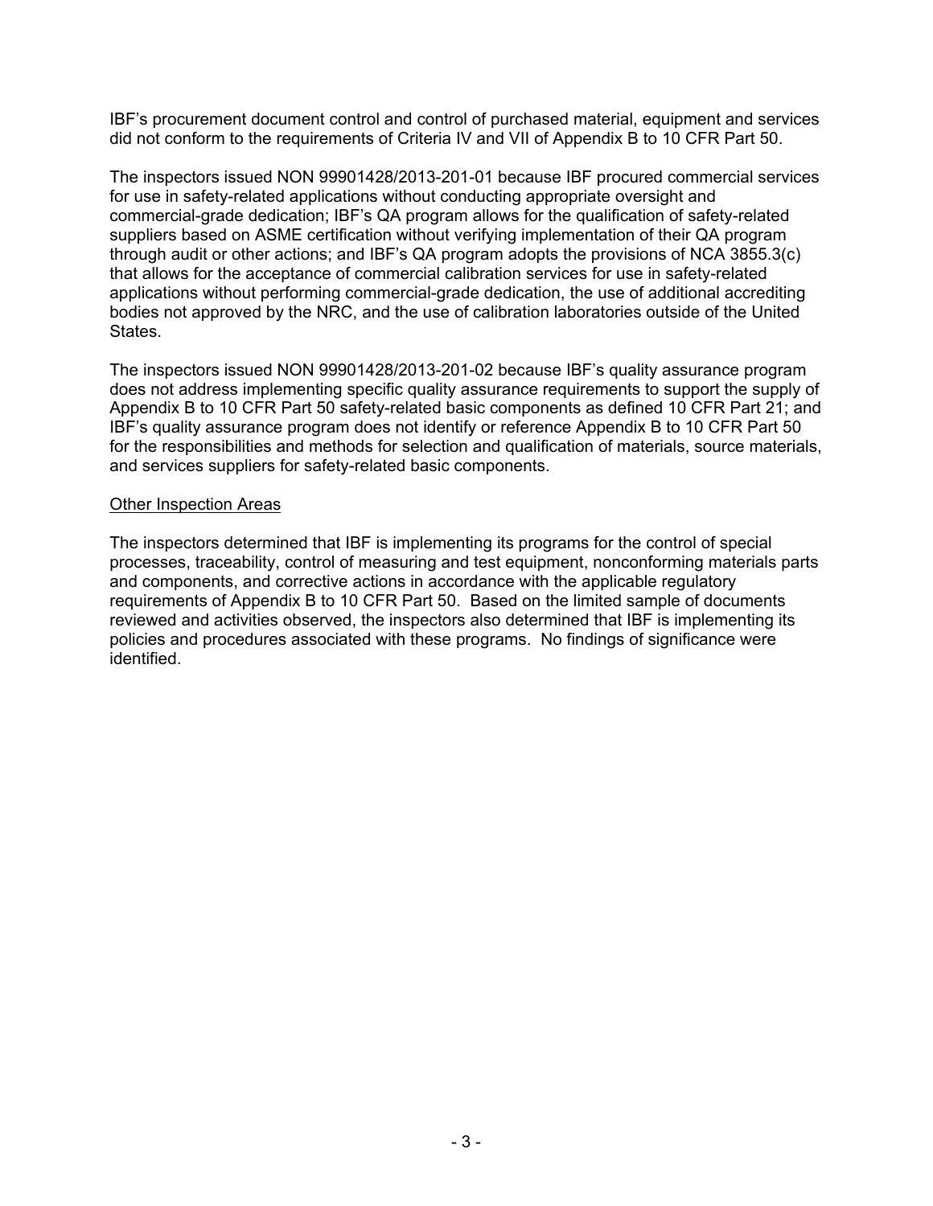IBF's procurement document control and control of purchased material, equipment and services did not conform to the requirements of Criteria IV and VII of Appendix B to 10 CFR Part 50.

The inspectors issued NON 99901428/2013-201-01 because IBF procured commercial services for use in safety-related applications without conducting appropriate oversight and commercial-grade dedication; IBF's QA program allows for the qualification of safety-related suppliers based on ASME certification without verifying implementation of their QA program through audit or other actions; and IBF's QA program adopts the provisions of NCA 3855.3(c) that allows for the acceptance of commercial calibration services for use in safety-related applications without performing commercial-grade dedication, the use of additional accrediting bodies not approved by the NRC, and the use of calibration laboratories outside of the United States.

The inspectors issued NON 99901428/2013-201-02 because IBF's quality assurance program does not address implementing specific quality assurance requirements to support the supply of Appendix B to 10 CFR Part 50 safety-related basic components as defined 10 CFR Part 21; and IBF's quality assurance program does not identify or reference Appendix B to 10 CFR Part 50 for the responsibilities and methods for selection and qualification of materials, source materials, and services suppliers for safety-related basic components.

<u>Other Inspection Areas</u>

The inspectors determined that IBF is implementing its programs for the control of special processes, traceability, control of measuring and test equipment, nonconforming materials parts and components, and corrective actions in accordance with the applicable regulatory requirements of Appendix B to 10 CFR Part 50. Based on the limited sample of documents reviewed and activities observed, the inspectors also determined that IBF is implementing its policies and procedures associated with these programs. No findings of significance were identified.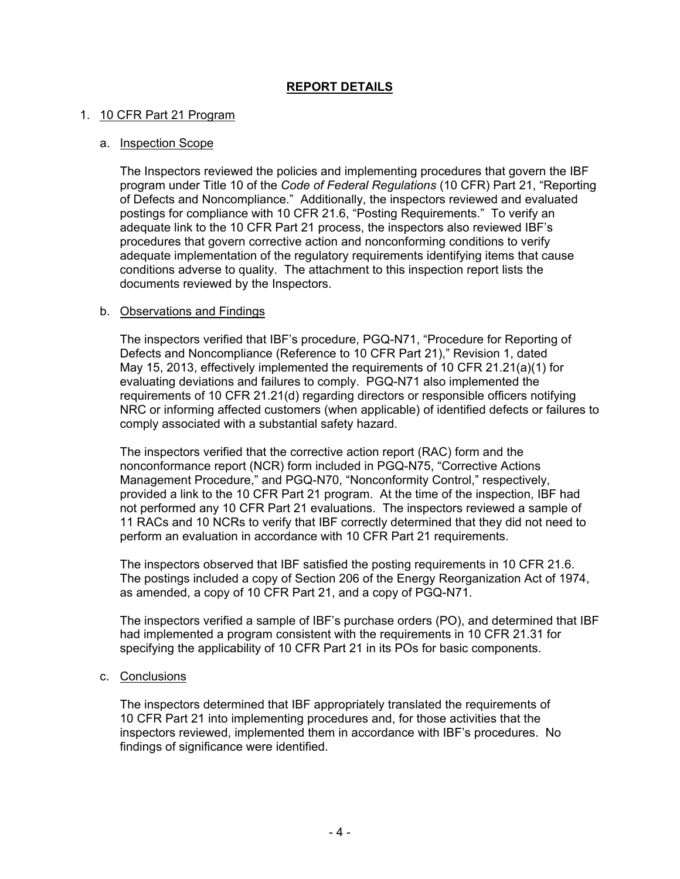## REPORT DETAILS

1. 10 CFR Part 21 Program

   a. Inspection Scope

   The Inspectors reviewed the policies and implementing procedures that govern the IBF program under Title 10 of the *Code of Federal Regulations* (10 CFR) Part 21, "Reporting of Defects and Noncompliance." Additionally, the inspectors reviewed and evaluated postings for compliance with 10 CFR 21.6, "Posting Requirements." To verify an adequate link to the 10 CFR Part 21 process, the inspectors also reviewed IBF's procedures that govern corrective action and nonconforming conditions to verify adequate implementation of the regulatory requirements identifying items that cause conditions adverse to quality. The attachment to this inspection report lists the documents reviewed by the Inspectors.

   b. Observations and Findings

   The inspectors verified that IBF's procedure, PGQ-N71, "Procedure for Reporting of Defects and Noncompliance (Reference to 10 CFR Part 21)," Revision 1, dated May 15, 2013, effectively implemented the requirements of 10 CFR 21.21(a)(1) for evaluating deviations and failures to comply. PGQ-N71 also implemented the requirements of 10 CFR 21.21(d) regarding directors or responsible officers notifying NRC or informing affected customers (when applicable) of identified defects or failures to comply associated with a substantial safety hazard.

   The inspectors verified that the corrective action report (RAC) form and the nonconformance report (NCR) form included in PGQ-N75, "Corrective Actions Management Procedure," and PGQ-N70, "Nonconformity Control," respectively, provided a link to the 10 CFR Part 21 program. At the time of the inspection, IBF had not performed any 10 CFR Part 21 evaluations. The inspectors reviewed a sample of 11 RACs and 10 NCRs to verify that IBF correctly determined that they did not need to perform an evaluation in accordance with 10 CFR Part 21 requirements.

   The inspectors observed that IBF satisfied the posting requirements in 10 CFR 21.6. The postings included a copy of Section 206 of the Energy Reorganization Act of 1974, as amended, a copy of 10 CFR Part 21, and a copy of PGQ-N71.

   The inspectors verified a sample of IBF's purchase orders (PO), and determined that IBF had implemented a program consistent with the requirements in 10 CFR 21.31 for specifying the applicability of 10 CFR Part 21 in its POs for basic components.

   c. Conclusions

   The inspectors determined that IBF appropriately translated the requirements of 10 CFR Part 21 into implementing procedures and, for those activities that the inspectors reviewed, implemented them in accordance with IBF's procedures. No findings of significance were identified.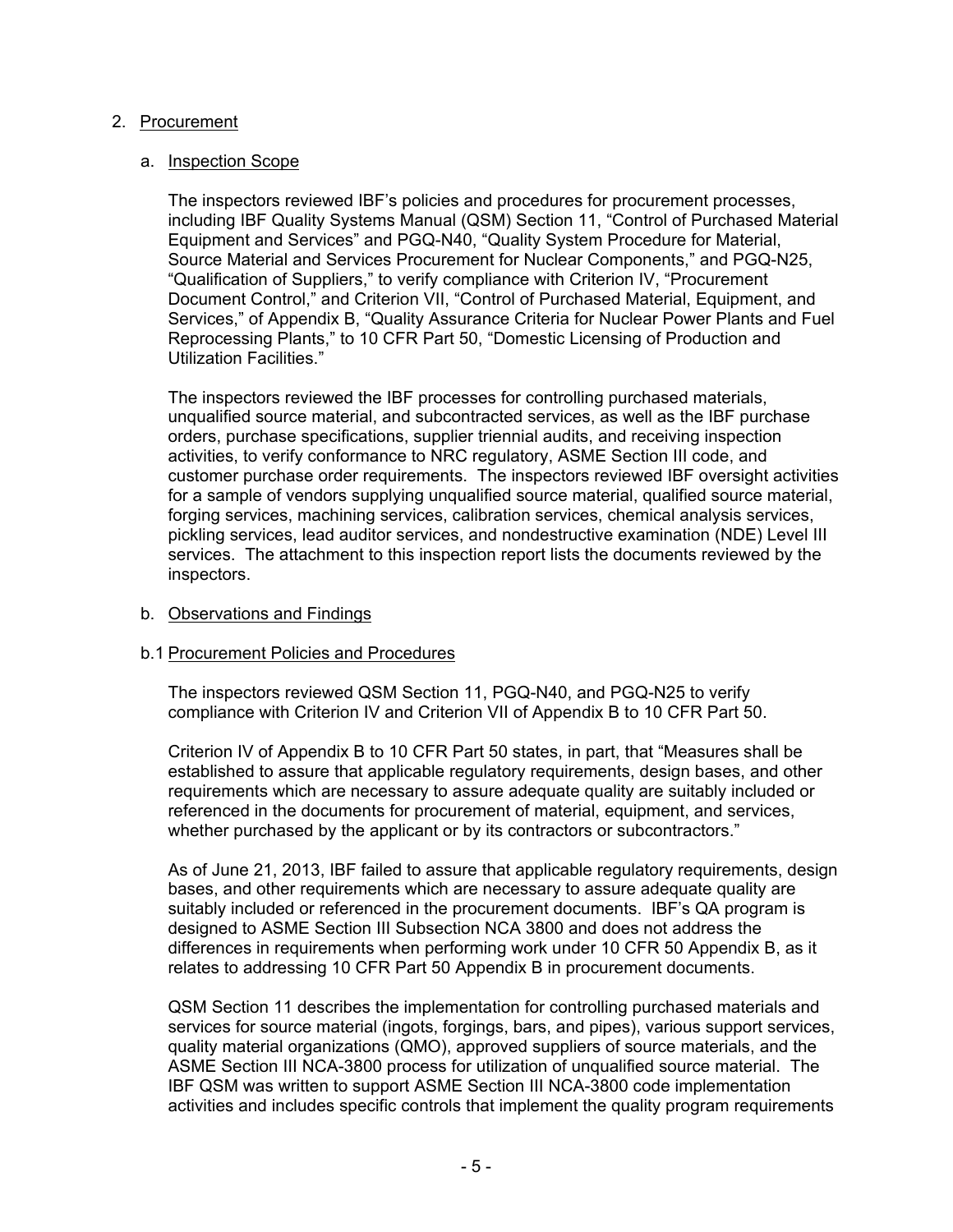2. Procurement

   a. Inspection Scope

      The inspectors reviewed IBF's policies and procedures for procurement processes, including IBF Quality Systems Manual (QSM) Section 11, "Control of Purchased Material Equipment and Services" and PGQ-N40, "Quality System Procedure for Material, Source Material and Services Procurement for Nuclear Components," and PGQ-N25, "Qualification of Suppliers," to verify compliance with Criterion IV, "Procurement Document Control," and Criterion VII, "Control of Purchased Material, Equipment, and Services," of Appendix B, "Quality Assurance Criteria for Nuclear Power Plants and Fuel Reprocessing Plants," to 10 CFR Part 50, "Domestic Licensing of Production and Utilization Facilities."

      The inspectors reviewed the IBF processes for controlling purchased materials, unqualified source material, and subcontracted services, as well as the IBF purchase orders, purchase specifications, supplier triennial audits, and receiving inspection activities, to verify conformance to NRC regulatory, ASME Section III code, and customer purchase order requirements. The inspectors reviewed IBF oversight activities for a sample of vendors supplying unqualified source material, qualified source material, forging services, machining services, calibration services, chemical analysis services, pickling services, lead auditor services, and nondestructive examination (NDE) Level III services. The attachment to this inspection report lists the documents reviewed by the inspectors.

   b. Observations and Findings

   b.1 Procurement Policies and Procedures

      The inspectors reviewed QSM Section 11, PGQ-N40, and PGQ-N25 to verify compliance with Criterion IV and Criterion VII of Appendix B to 10 CFR Part 50.

      Criterion IV of Appendix B to 10 CFR Part 50 states, in part, that "Measures shall be established to assure that applicable regulatory requirements, design bases, and other requirements which are necessary to assure adequate quality are suitably included or referenced in the documents for procurement of material, equipment, and services, whether purchased by the applicant or by its contractors or subcontractors."

      As of June 21, 2013, IBF failed to assure that applicable regulatory requirements, design bases, and other requirements which are necessary to assure adequate quality are suitably included or referenced in the procurement documents. IBF's QA program is designed to ASME Section III Subsection NCA 3800 and does not address the differences in requirements when performing work under 10 CFR 50 Appendix B, as it relates to addressing 10 CFR Part 50 Appendix B in procurement documents.

      QSM Section 11 describes the implementation for controlling purchased materials and services for source material (ingots, forgings, bars, and pipes), various support services, quality material organizations (QMO), approved suppliers of source materials, and the ASME Section III NCA-3800 process for utilization of unqualified source material. The IBF QSM was written to support ASME Section III NCA-3800 code implementation activities and includes specific controls that implement the quality program requirements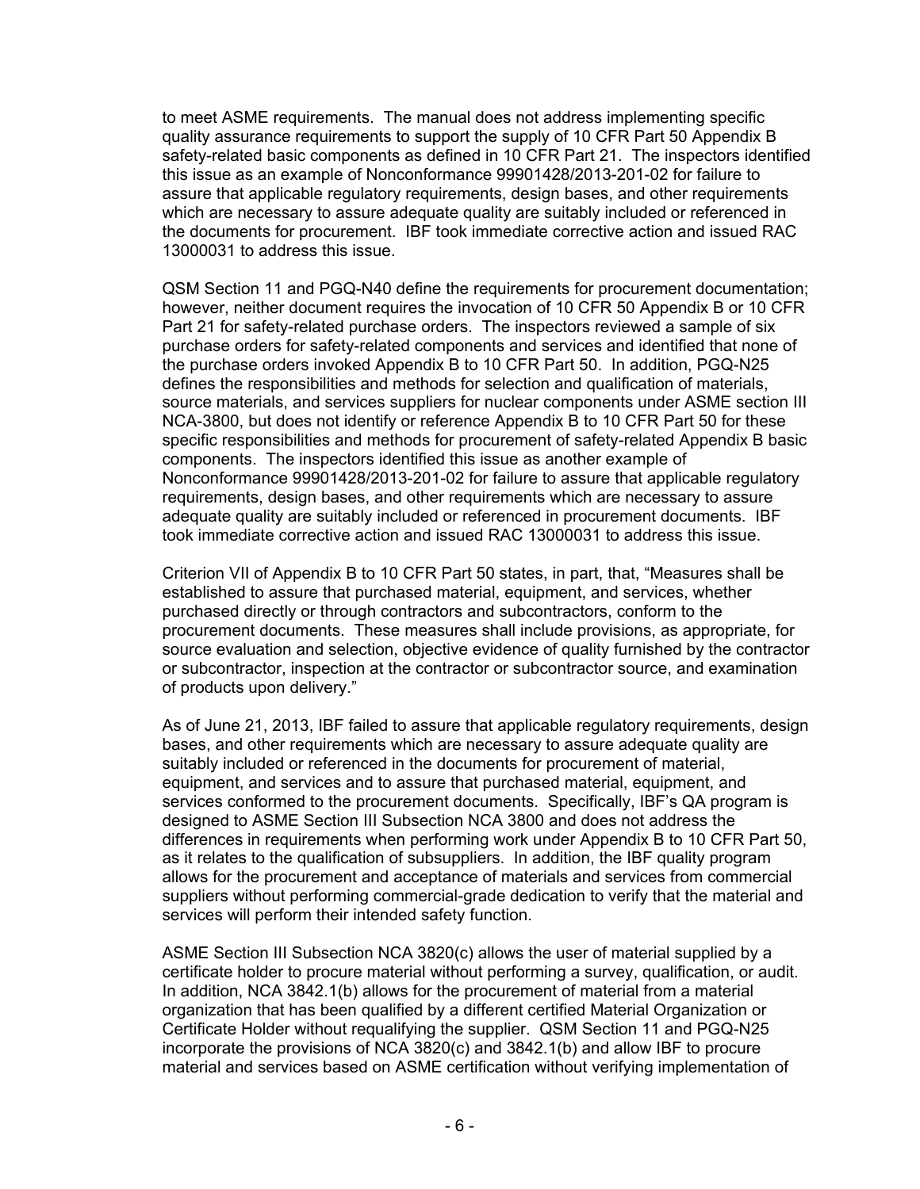to meet ASME requirements. The manual does not address implementing specific quality assurance requirements to support the supply of 10 CFR Part 50 Appendix B safety-related basic components as defined in 10 CFR Part 21. The inspectors identified this issue as an example of Nonconformance 99901428/2013-201-02 for failure to assure that applicable regulatory requirements, design bases, and other requirements which are necessary to assure adequate quality are suitably included or referenced in the documents for procurement. IBF took immediate corrective action and issued RAC 13000031 to address this issue.

QSM Section 11 and PGQ-N40 define the requirements for procurement documentation; however, neither document requires the invocation of 10 CFR 50 Appendix B or 10 CFR Part 21 for safety-related purchase orders. The inspectors reviewed a sample of six purchase orders for safety-related components and services and identified that none of the purchase orders invoked Appendix B to 10 CFR Part 50. In addition, PGQ-N25 defines the responsibilities and methods for selection and qualification of materials, source materials, and services suppliers for nuclear components under ASME section III NCA-3800, but does not identify or reference Appendix B to 10 CFR Part 50 for these specific responsibilities and methods for procurement of safety-related Appendix B basic components. The inspectors identified this issue as another example of Nonconformance 99901428/2013-201-02 for failure to assure that applicable regulatory requirements, design bases, and other requirements which are necessary to assure adequate quality are suitably included or referenced in procurement documents. IBF took immediate corrective action and issued RAC 13000031 to address this issue.

Criterion VII of Appendix B to 10 CFR Part 50 states, in part, that, "Measures shall be established to assure that purchased material, equipment, and services, whether purchased directly or through contractors and subcontractors, conform to the procurement documents. These measures shall include provisions, as appropriate, for source evaluation and selection, objective evidence of quality furnished by the contractor or subcontractor, inspection at the contractor or subcontractor source, and examination of products upon delivery."

As of June 21, 2013, IBF failed to assure that applicable regulatory requirements, design bases, and other requirements which are necessary to assure adequate quality are suitably included or referenced in the documents for procurement of material, equipment, and services and to assure that purchased material, equipment, and services conformed to the procurement documents. Specifically, IBF's QA program is designed to ASME Section III Subsection NCA 3800 and does not address the differences in requirements when performing work under Appendix B to 10 CFR Part 50, as it relates to the qualification of subsuppliers. In addition, the IBF quality program allows for the procurement and acceptance of materials and services from commercial suppliers without performing commercial-grade dedication to verify that the material and services will perform their intended safety function.

ASME Section III Subsection NCA 3820(c) allows the user of material supplied by a certificate holder to procure material without performing a survey, qualification, or audit. In addition, NCA 3842.1(b) allows for the procurement of material from a material organization that has been qualified by a different certified Material Organization or Certificate Holder without requalifying the supplier. QSM Section 11 and PGQ-N25 incorporate the provisions of NCA 3820(c) and 3842.1(b) and allow IBF to procure material and services based on ASME certification without verifying implementation of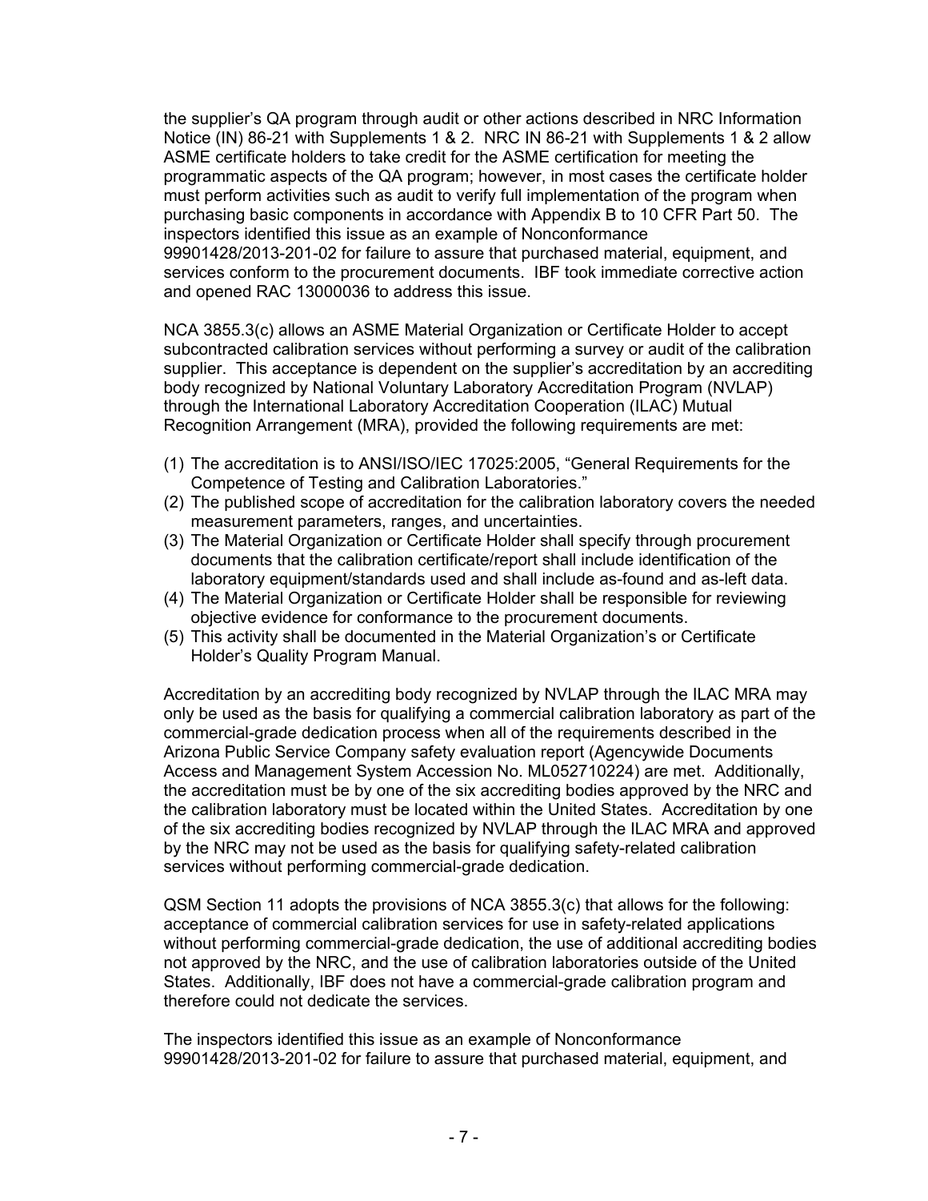the supplier's QA program through audit or other actions described in NRC Information Notice (IN) 86-21 with Supplements 1 & 2. NRC IN 86-21 with Supplements 1 & 2 allow ASME certificate holders to take credit for the ASME certification for meeting the programmatic aspects of the QA program; however, in most cases the certificate holder must perform activities such as audit to verify full implementation of the program when purchasing basic components in accordance with Appendix B to 10 CFR Part 50. The inspectors identified this issue as an example of Nonconformance 99901428/2013-201-02 for failure to assure that purchased material, equipment, and services conform to the procurement documents. IBF took immediate corrective action and opened RAC 13000036 to address this issue.

NCA 3855.3(c) allows an ASME Material Organization or Certificate Holder to accept subcontracted calibration services without performing a survey or audit of the calibration supplier. This acceptance is dependent on the supplier's accreditation by an accrediting body recognized by National Voluntary Laboratory Accreditation Program (NVLAP) through the International Laboratory Accreditation Cooperation (ILAC) Mutual Recognition Arrangement (MRA), provided the following requirements are met:

(1) The accreditation is to ANSI/ISO/IEC 17025:2005, "General Requirements for the Competence of Testing and Calibration Laboratories."
(2) The published scope of accreditation for the calibration laboratory covers the needed measurement parameters, ranges, and uncertainties.
(3) The Material Organization or Certificate Holder shall specify through procurement documents that the calibration certificate/report shall include identification of the laboratory equipment/standards used and shall include as-found and as-left data.
(4) The Material Organization or Certificate Holder shall be responsible for reviewing objective evidence for conformance to the procurement documents.
(5) This activity shall be documented in the Material Organization's or Certificate Holder's Quality Program Manual.

Accreditation by an accrediting body recognized by NVLAP through the ILAC MRA may only be used as the basis for qualifying a commercial calibration laboratory as part of the commercial-grade dedication process when all of the requirements described in the Arizona Public Service Company safety evaluation report (Agencywide Documents Access and Management System Accession No. ML052710224) are met. Additionally, the accreditation must be by one of the six accrediting bodies approved by the NRC and the calibration laboratory must be located within the United States. Accreditation by one of the six accrediting bodies recognized by NVLAP through the ILAC MRA and approved by the NRC may not be used as the basis for qualifying safety-related calibration services without performing commercial-grade dedication.

QSM Section 11 adopts the provisions of NCA 3855.3(c) that allows for the following: acceptance of commercial calibration services for use in safety-related applications without performing commercial-grade dedication, the use of additional accrediting bodies not approved by the NRC, and the use of calibration laboratories outside of the United States. Additionally, IBF does not have a commercial-grade calibration program and therefore could not dedicate the services.

The inspectors identified this issue as an example of Nonconformance 99901428/2013-201-02 for failure to assure that purchased material, equipment, and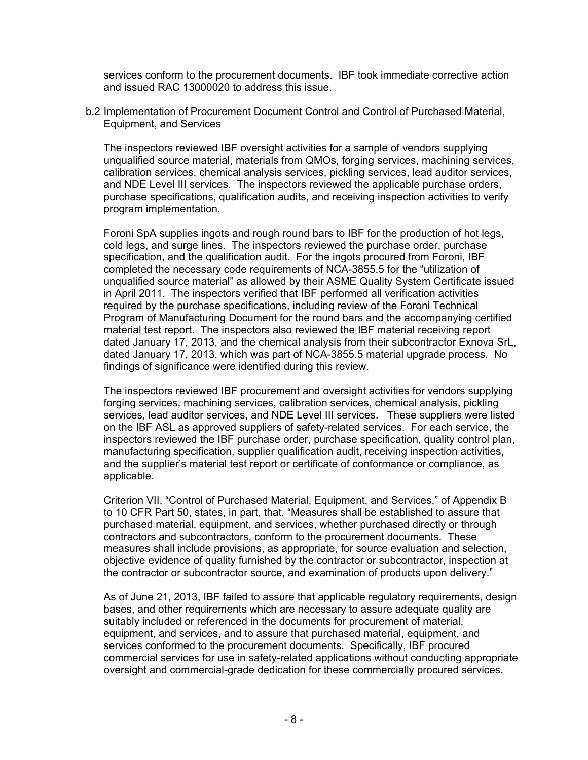services conform to the procurement documents. IBF took immediate corrective action and issued RAC 13000020 to address this issue.

b.2 <u>Implementation of Procurement Document Control and Control of Purchased Material, Equipment, and Services</u>

The inspectors reviewed IBF oversight activities for a sample of vendors supplying unqualified source material, materials from QMOs, forging services, machining services, calibration services, chemical analysis services, pickling services, lead auditor services, and NDE Level III services. The inspectors reviewed the applicable purchase orders, purchase specifications, qualification audits, and receiving inspection activities to verify program implementation.

Foroni SpA supplies ingots and rough round bars to IBF for the production of hot legs, cold legs, and surge lines. The inspectors reviewed the purchase order, purchase specification, and the qualification audit. For the ingots procured from Foroni, IBF completed the necessary code requirements of NCA-3855.5 for the "utilization of unqualified source material" as allowed by their ASME Quality System Certificate issued in April 2011. The inspectors verified that IBF performed all verification activities required by the purchase specifications, including review of the Foroni Technical Program of Manufacturing Document for the round bars and the accompanying certified material test report. The inspectors also reviewed the IBF material receiving report dated January 17, 2013, and the chemical analysis from their subcontractor Exnova SrL, dated January 17, 2013, which was part of NCA-3855.5 material upgrade process. No findings of significance were identified during this review.

The inspectors reviewed IBF procurement and oversight activities for vendors supplying forging services, machining services, calibration services, chemical analysis, pickling services, lead auditor services, and NDE Level III services. These suppliers were listed on the IBF ASL as approved suppliers of safety-related services. For each service, the inspectors reviewed the IBF purchase order, purchase specification, quality control plan, manufacturing specification, supplier qualification audit, receiving inspection activities, and the supplier's material test report or certificate of conformance or compliance, as applicable.

Criterion VII, "Control of Purchased Material, Equipment, and Services," of Appendix B to 10 CFR Part 50, states, in part, that, "Measures shall be established to assure that purchased material, equipment, and services, whether purchased directly or through contractors and subcontractors, conform to the procurement documents. These measures shall include provisions, as appropriate, for source evaluation and selection, objective evidence of quality furnished by the contractor or subcontractor, inspection at the contractor or subcontractor source, and examination of products upon delivery."

As of June 21, 2013, IBF failed to assure that applicable regulatory requirements, design bases, and other requirements which are necessary to assure adequate quality are suitably included or referenced in the documents for procurement of material, equipment, and services, and to assure that purchased material, equipment, and services conformed to the procurement documents. Specifically, IBF procured commercial services for use in safety-related applications without conducting appropriate oversight and commercial-grade dedication for these commercially procured services.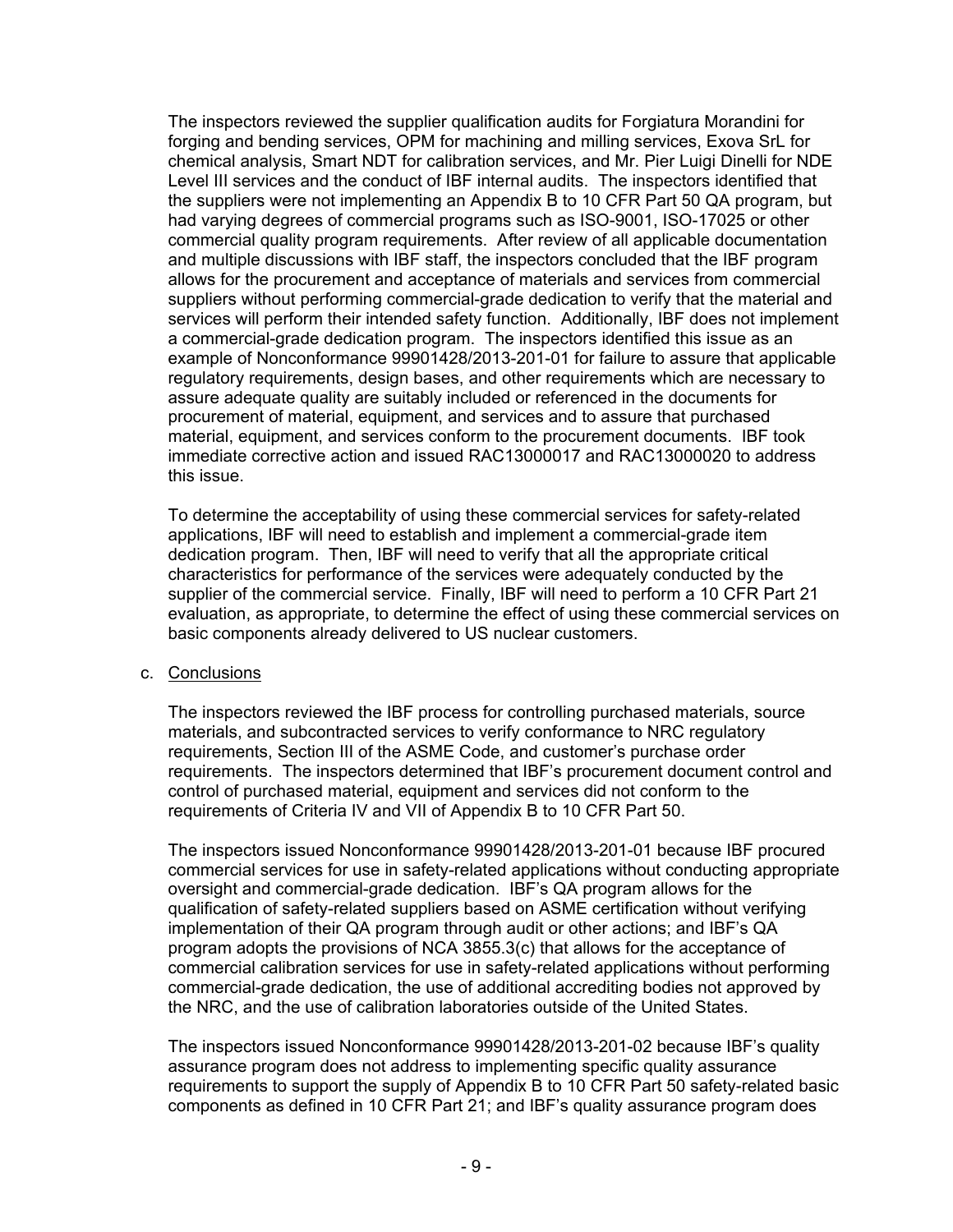The inspectors reviewed the supplier qualification audits for Forgiatura Morandini for forging and bending services, OPM for machining and milling services, Exova SrL for chemical analysis, Smart NDT for calibration services, and Mr. Pier Luigi Dinelli for NDE Level III services and the conduct of IBF internal audits. The inspectors identified that the suppliers were not implementing an Appendix B to 10 CFR Part 50 QA program, but had varying degrees of commercial programs such as ISO-9001, ISO-17025 or other commercial quality program requirements. After review of all applicable documentation and multiple discussions with IBF staff, the inspectors concluded that the IBF program allows for the procurement and acceptance of materials and services from commercial suppliers without performing commercial-grade dedication to verify that the material and services will perform their intended safety function. Additionally, IBF does not implement a commercial-grade dedication program. The inspectors identified this issue as an example of Nonconformance 99901428/2013-201-01 for failure to assure that applicable regulatory requirements, design bases, and other requirements which are necessary to assure adequate quality are suitably included or referenced in the documents for procurement of material, equipment, and services and to assure that purchased material, equipment, and services conform to the procurement documents. IBF took immediate corrective action and issued RAC13000017 and RAC13000020 to address this issue.

To determine the acceptability of using these commercial services for safety-related applications, IBF will need to establish and implement a commercial-grade item dedication program. Then, IBF will need to verify that all the appropriate critical characteristics for performance of the services were adequately conducted by the supplier of the commercial service. Finally, IBF will need to perform a 10 CFR Part 21 evaluation, as appropriate, to determine the effect of using these commercial services on basic components already delivered to US nuclear customers.

c. Conclusions

The inspectors reviewed the IBF process for controlling purchased materials, source materials, and subcontracted services to verify conformance to NRC regulatory requirements, Section III of the ASME Code, and customer's purchase order requirements. The inspectors determined that IBF's procurement document control and control of purchased material, equipment and services did not conform to the requirements of Criteria IV and VII of Appendix B to 10 CFR Part 50.

The inspectors issued Nonconformance 99901428/2013-201-01 because IBF procured commercial services for use in safety-related applications without conducting appropriate oversight and commercial-grade dedication. IBF's QA program allows for the qualification of safety-related suppliers based on ASME certification without verifying implementation of their QA program through audit or other actions; and IBF's QA program adopts the provisions of NCA 3855.3(c) that allows for the acceptance of commercial calibration services for use in safety-related applications without performing commercial-grade dedication, the use of additional accrediting bodies not approved by the NRC, and the use of calibration laboratories outside of the United States.

The inspectors issued Nonconformance 99901428/2013-201-02 because IBF's quality assurance program does not address to implementing specific quality assurance requirements to support the supply of Appendix B to 10 CFR Part 50 safety-related basic components as defined in 10 CFR Part 21; and IBF's quality assurance program does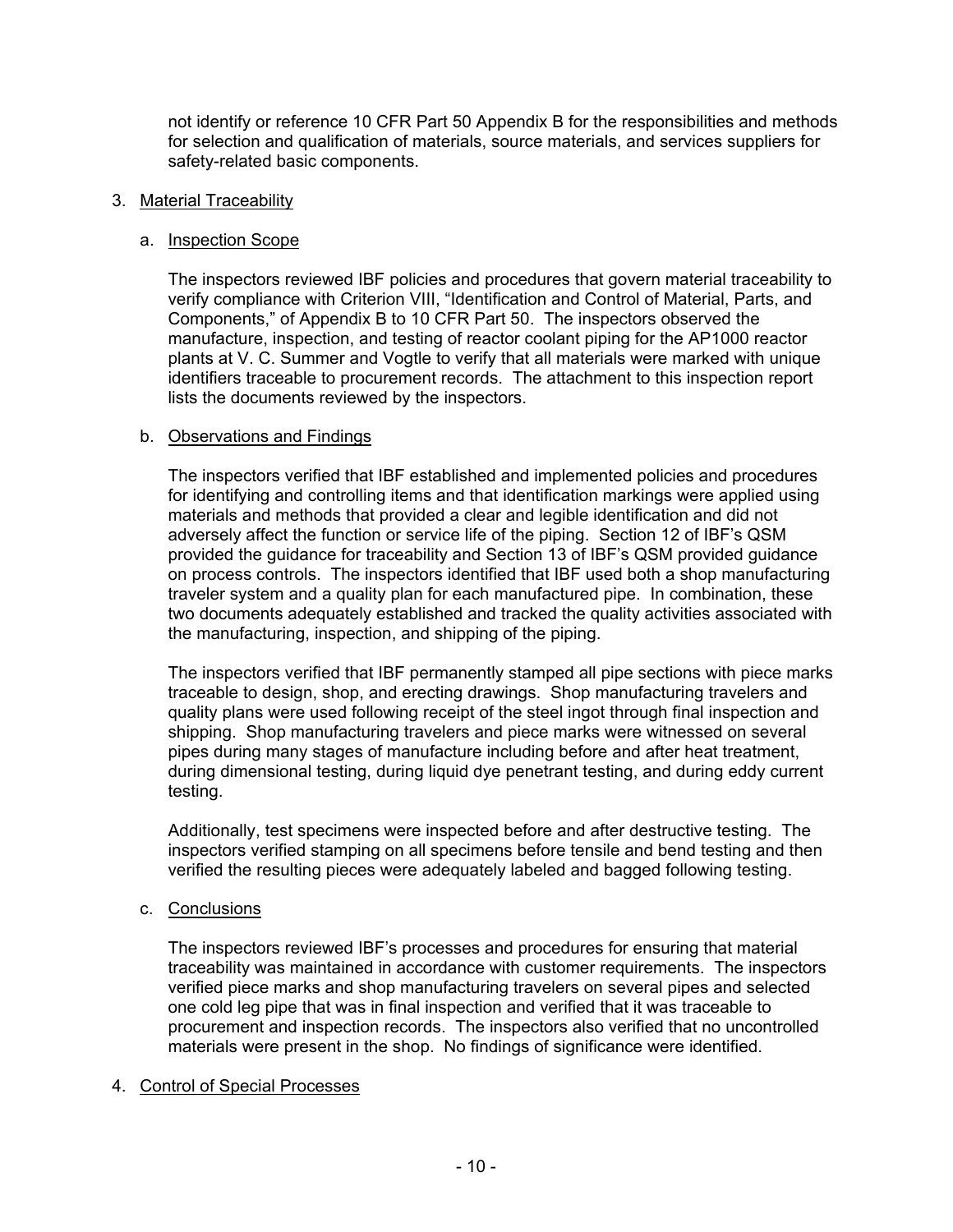not identify or reference 10 CFR Part 50 Appendix B for the responsibilities and methods for selection and qualification of materials, source materials, and services suppliers for safety-related basic components.

3. Material Traceability

   a. Inspection Scope

   The inspectors reviewed IBF policies and procedures that govern material traceability to verify compliance with Criterion VIII, "Identification and Control of Material, Parts, and Components," of Appendix B to 10 CFR Part 50. The inspectors observed the manufacture, inspection, and testing of reactor coolant piping for the AP1000 reactor plants at V. C. Summer and Vogtle to verify that all materials were marked with unique identifiers traceable to procurement records. The attachment to this inspection report lists the documents reviewed by the inspectors.

   b. Observations and Findings

   The inspectors verified that IBF established and implemented policies and procedures for identifying and controlling items and that identification markings were applied using materials and methods that provided a clear and legible identification and did not adversely affect the function or service life of the piping. Section 12 of IBF's QSM provided the guidance for traceability and Section 13 of IBF's QSM provided guidance on process controls. The inspectors identified that IBF used both a shop manufacturing traveler system and a quality plan for each manufactured pipe. In combination, these two documents adequately established and tracked the quality activities associated with the manufacturing, inspection, and shipping of the piping.

   The inspectors verified that IBF permanently stamped all pipe sections with piece marks traceable to design, shop, and erecting drawings. Shop manufacturing travelers and quality plans were used following receipt of the steel ingot through final inspection and shipping. Shop manufacturing travelers and piece marks were witnessed on several pipes during many stages of manufacture including before and after heat treatment, during dimensional testing, during liquid dye penetrant testing, and during eddy current testing.

   Additionally, test specimens were inspected before and after destructive testing. The inspectors verified stamping on all specimens before tensile and bend testing and then verified the resulting pieces were adequately labeled and bagged following testing.

   c. Conclusions

   The inspectors reviewed IBF's processes and procedures for ensuring that material traceability was maintained in accordance with customer requirements. The inspectors verified piece marks and shop manufacturing travelers on several pipes and selected one cold leg pipe that was in final inspection and verified that it was traceable to procurement and inspection records. The inspectors also verified that no uncontrolled materials were present in the shop. No findings of significance were identified.

4. Control of Special Processes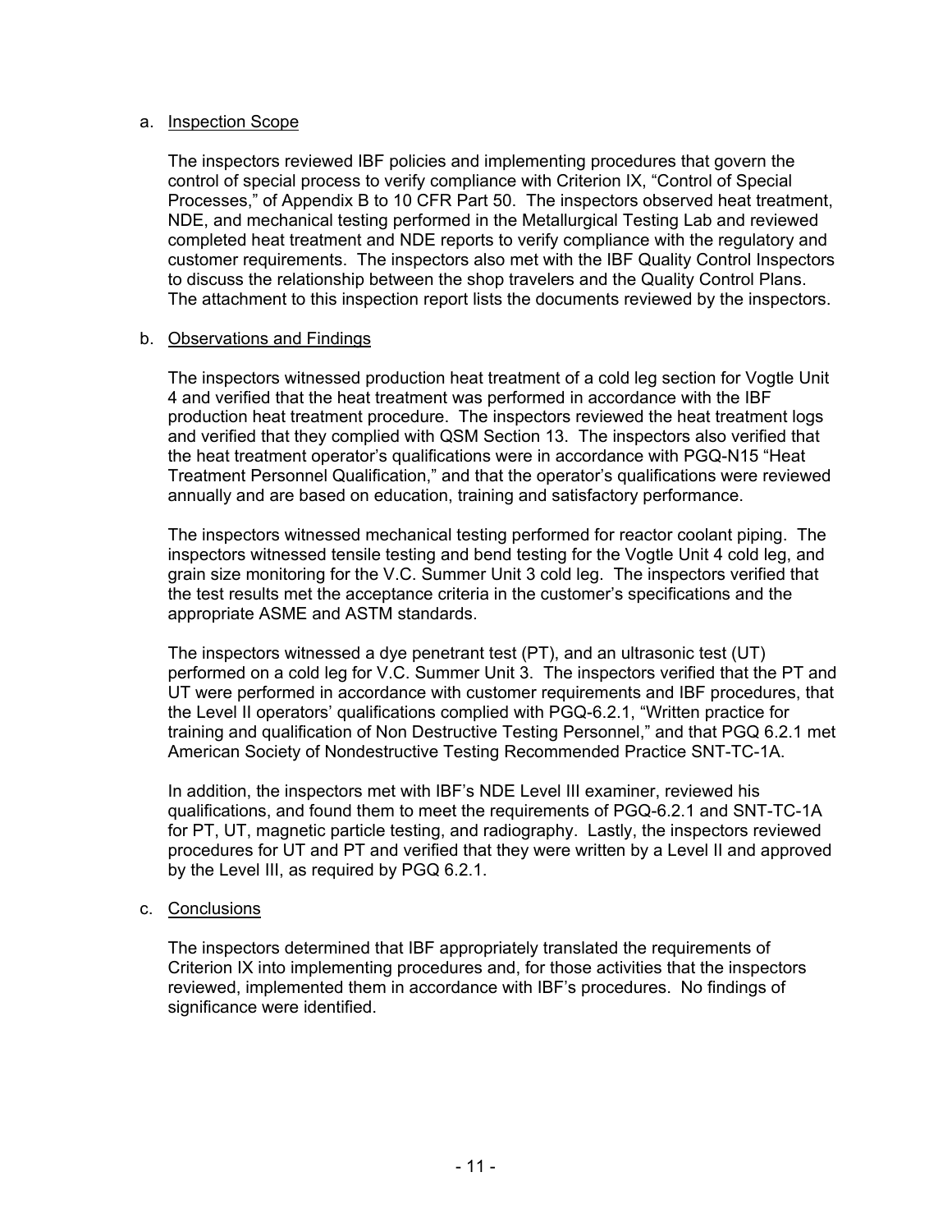a. Inspection Scope

The inspectors reviewed IBF policies and implementing procedures that govern the control of special process to verify compliance with Criterion IX, "Control of Special Processes," of Appendix B to 10 CFR Part 50. The inspectors observed heat treatment, NDE, and mechanical testing performed in the Metallurgical Testing Lab and reviewed completed heat treatment and NDE reports to verify compliance with the regulatory and customer requirements. The inspectors also met with the IBF Quality Control Inspectors to discuss the relationship between the shop travelers and the Quality Control Plans. The attachment to this inspection report lists the documents reviewed by the inspectors.

b. Observations and Findings

The inspectors witnessed production heat treatment of a cold leg section for Vogtle Unit 4 and verified that the heat treatment was performed in accordance with the IBF production heat treatment procedure. The inspectors reviewed the heat treatment logs and verified that they complied with QSM Section 13. The inspectors also verified that the heat treatment operator's qualifications were in accordance with PGQ-N15 "Heat Treatment Personnel Qualification," and that the operator's qualifications were reviewed annually and are based on education, training and satisfactory performance.

The inspectors witnessed mechanical testing performed for reactor coolant piping. The inspectors witnessed tensile testing and bend testing for the Vogtle Unit 4 cold leg, and grain size monitoring for the V.C. Summer Unit 3 cold leg. The inspectors verified that the test results met the acceptance criteria in the customer's specifications and the appropriate ASME and ASTM standards.

The inspectors witnessed a dye penetrant test (PT), and an ultrasonic test (UT) performed on a cold leg for V.C. Summer Unit 3. The inspectors verified that the PT and UT were performed in accordance with customer requirements and IBF procedures, that the Level II operators' qualifications complied with PGQ-6.2.1, "Written practice for training and qualification of Non Destructive Testing Personnel," and that PGQ 6.2.1 met American Society of Nondestructive Testing Recommended Practice SNT-TC-1A.

In addition, the inspectors met with IBF's NDE Level III examiner, reviewed his qualifications, and found them to meet the requirements of PGQ-6.2.1 and SNT-TC-1A for PT, UT, magnetic particle testing, and radiography. Lastly, the inspectors reviewed procedures for UT and PT and verified that they were written by a Level II and approved by the Level III, as required by PGQ 6.2.1.

c. Conclusions

The inspectors determined that IBF appropriately translated the requirements of Criterion IX into implementing procedures and, for those activities that the inspectors reviewed, implemented them in accordance with IBF's procedures. No findings of significance were identified.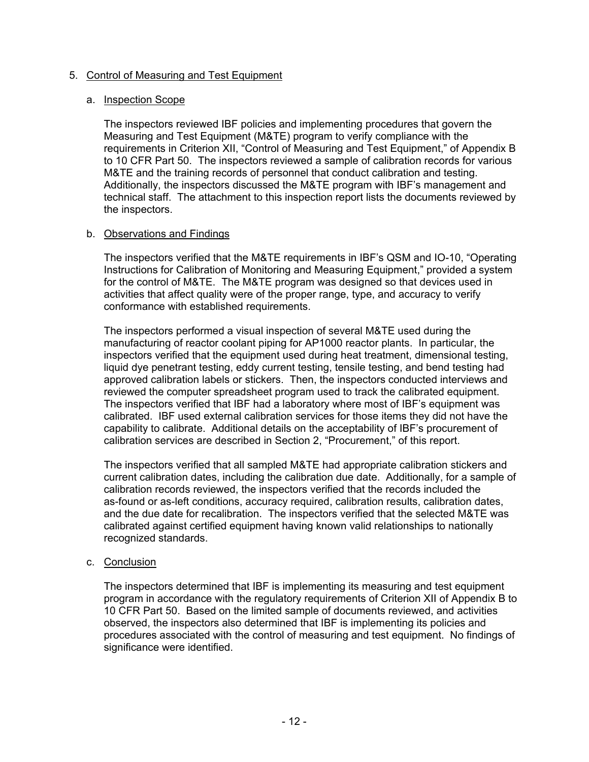## 5. Control of Measuring and Test Equipment

### a. Inspection Scope

The inspectors reviewed IBF policies and implementing procedures that govern the Measuring and Test Equipment (M&TE) program to verify compliance with the requirements in Criterion XII, "Control of Measuring and Test Equipment," of Appendix B to 10 CFR Part 50. The inspectors reviewed a sample of calibration records for various M&TE and the training records of personnel that conduct calibration and testing. Additionally, the inspectors discussed the M&TE program with IBF's management and technical staff. The attachment to this inspection report lists the documents reviewed by the inspectors.

### b. Observations and Findings

The inspectors verified that the M&TE requirements in IBF's QSM and IO-10, "Operating Instructions for Calibration of Monitoring and Measuring Equipment," provided a system for the control of M&TE. The M&TE program was designed so that devices used in activities that affect quality were of the proper range, type, and accuracy to verify conformance with established requirements.

The inspectors performed a visual inspection of several M&TE used during the manufacturing of reactor coolant piping for AP1000 reactor plants. In particular, the inspectors verified that the equipment used during heat treatment, dimensional testing, liquid dye penetrant testing, eddy current testing, tensile testing, and bend testing had approved calibration labels or stickers. Then, the inspectors conducted interviews and reviewed the computer spreadsheet program used to track the calibrated equipment. The inspectors verified that IBF had a laboratory where most of IBF's equipment was calibrated. IBF used external calibration services for those items they did not have the capability to calibrate. Additional details on the acceptability of IBF's procurement of calibration services are described in Section 2, "Procurement," of this report.

The inspectors verified that all sampled M&TE had appropriate calibration stickers and current calibration dates, including the calibration due date. Additionally, for a sample of calibration records reviewed, the inspectors verified that the records included the as-found or as-left conditions, accuracy required, calibration results, calibration dates, and the due date for recalibration. The inspectors verified that the selected M&TE was calibrated against certified equipment having known valid relationships to nationally recognized standards.

### c. Conclusion

The inspectors determined that IBF is implementing its measuring and test equipment program in accordance with the regulatory requirements of Criterion XII of Appendix B to 10 CFR Part 50. Based on the limited sample of documents reviewed, and activities observed, the inspectors also determined that IBF is implementing its policies and procedures associated with the control of measuring and test equipment. No findings of significance were identified.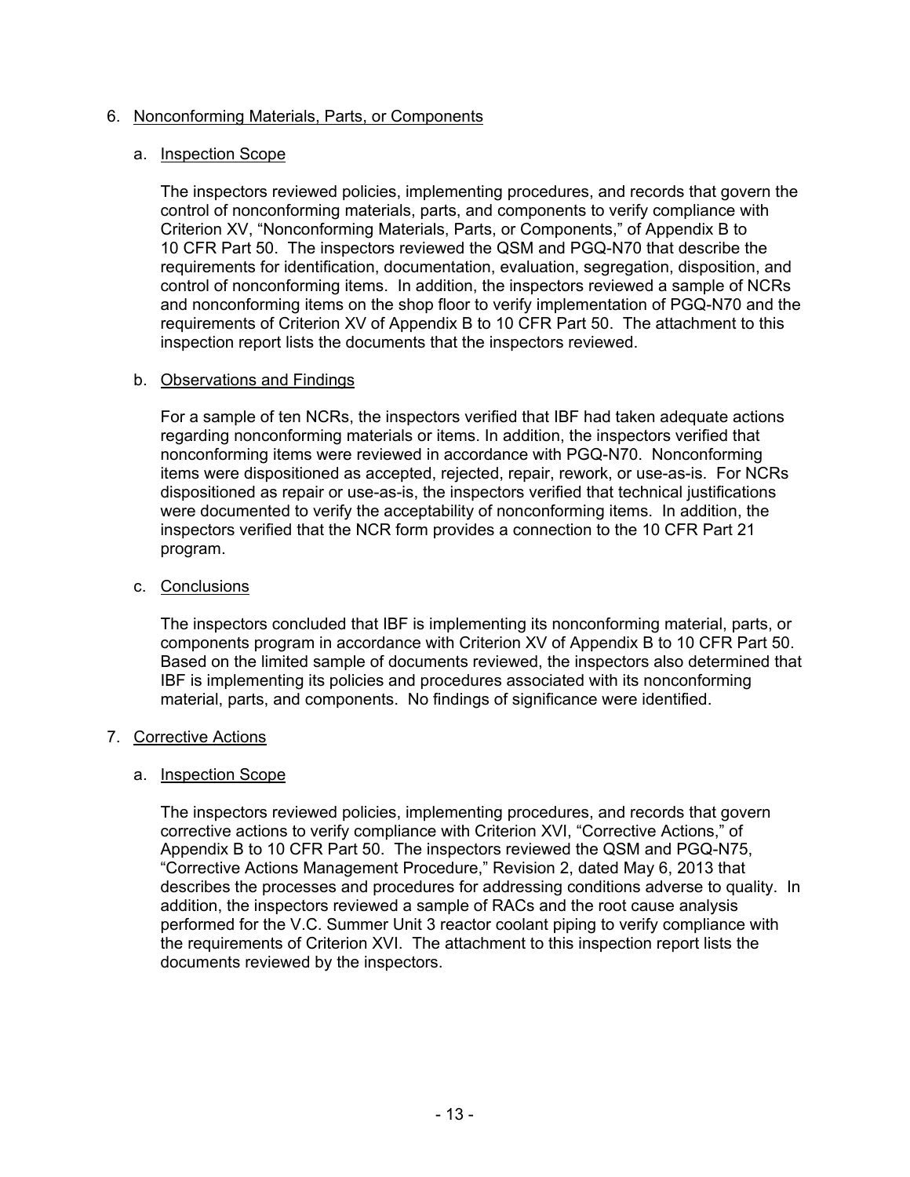6. Nonconforming Materials, Parts, or Components

   a. Inspection Scope

   The inspectors reviewed policies, implementing procedures, and records that govern the control of nonconforming materials, parts, and components to verify compliance with Criterion XV, “Nonconforming Materials, Parts, or Components,” of Appendix B to 10 CFR Part 50. The inspectors reviewed the QSM and PGQ-N70 that describe the requirements for identification, documentation, evaluation, segregation, disposition, and control of nonconforming items. In addition, the inspectors reviewed a sample of NCRs and nonconforming items on the shop floor to verify implementation of PGQ-N70 and the requirements of Criterion XV of Appendix B to 10 CFR Part 50. The attachment to this inspection report lists the documents that the inspectors reviewed.

   b. Observations and Findings

   For a sample of ten NCRs, the inspectors verified that IBF had taken adequate actions regarding nonconforming materials or items. In addition, the inspectors verified that nonconforming items were reviewed in accordance with PGQ-N70. Nonconforming items were dispositioned as accepted, rejected, repair, rework, or use-as-is. For NCRs dispositioned as repair or use-as-is, the inspectors verified that technical justifications were documented to verify the acceptability of nonconforming items. In addition, the inspectors verified that the NCR form provides a connection to the 10 CFR Part 21 program.

   c. Conclusions

   The inspectors concluded that IBF is implementing its nonconforming material, parts, or components program in accordance with Criterion XV of Appendix B to 10 CFR Part 50. Based on the limited sample of documents reviewed, the inspectors also determined that IBF is implementing its policies and procedures associated with its nonconforming material, parts, and components. No findings of significance were identified.

7. Corrective Actions

   a. Inspection Scope

   The inspectors reviewed policies, implementing procedures, and records that govern corrective actions to verify compliance with Criterion XVI, “Corrective Actions,” of Appendix B to 10 CFR Part 50. The inspectors reviewed the QSM and PGQ-N75, “Corrective Actions Management Procedure,” Revision 2, dated May 6, 2013 that describes the processes and procedures for addressing conditions adverse to quality. In addition, the inspectors reviewed a sample of RACs and the root cause analysis performed for the V.C. Summer Unit 3 reactor coolant piping to verify compliance with the requirements of Criterion XVI. The attachment to this inspection report lists the documents reviewed by the inspectors.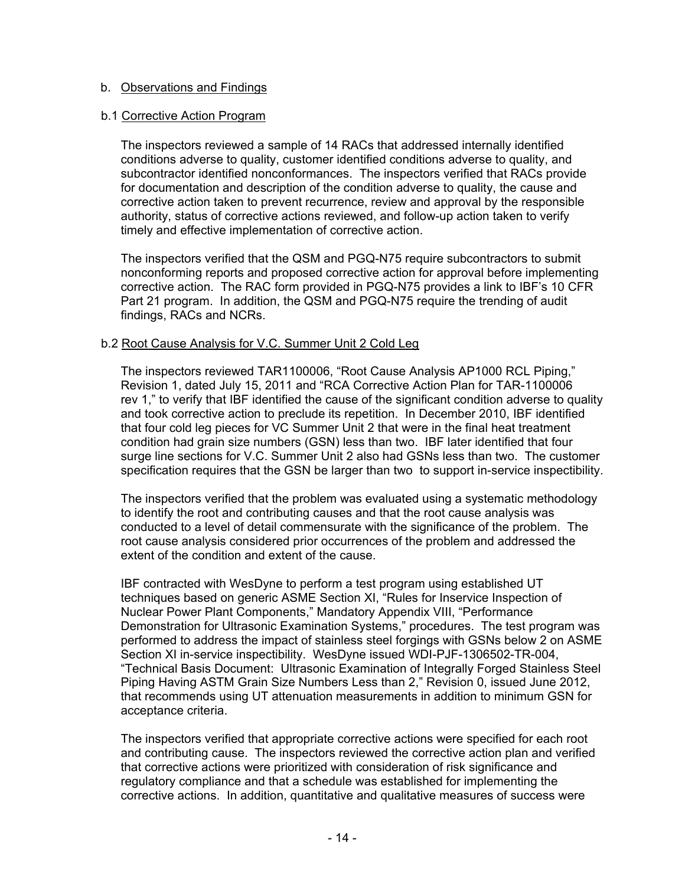b. Observations and Findings

b.1 Corrective Action Program

The inspectors reviewed a sample of 14 RACs that addressed internally identified conditions adverse to quality, customer identified conditions adverse to quality, and subcontractor identified nonconformances. The inspectors verified that RACs provide for documentation and description of the condition adverse to quality, the cause and corrective action taken to prevent recurrence, review and approval by the responsible authority, status of corrective actions reviewed, and follow-up action taken to verify timely and effective implementation of corrective action.

The inspectors verified that the QSM and PGQ-N75 require subcontractors to submit nonconforming reports and proposed corrective action for approval before implementing corrective action. The RAC form provided in PGQ-N75 provides a link to IBF's 10 CFR Part 21 program. In addition, the QSM and PGQ-N75 require the trending of audit findings, RACs and NCRs.

b.2 Root Cause Analysis for V.C. Summer Unit 2 Cold Leg

The inspectors reviewed TAR1100006, "Root Cause Analysis AP1000 RCL Piping," Revision 1, dated July 15, 2011 and "RCA Corrective Action Plan for TAR-1100006 rev 1," to verify that IBF identified the cause of the significant condition adverse to quality and took corrective action to preclude its repetition. In December 2010, IBF identified that four cold leg pieces for VC Summer Unit 2 that were in the final heat treatment condition had grain size numbers (GSN) less than two. IBF later identified that four surge line sections for V.C. Summer Unit 2 also had GSNs less than two. The customer specification requires that the GSN be larger than two to support in-service inspectibility.

The inspectors verified that the problem was evaluated using a systematic methodology to identify the root and contributing causes and that the root cause analysis was conducted to a level of detail commensurate with the significance of the problem. The root cause analysis considered prior occurrences of the problem and addressed the extent of the condition and extent of the cause.

IBF contracted with WesDyne to perform a test program using established UT techniques based on generic ASME Section XI, "Rules for Inservice Inspection of Nuclear Power Plant Components," Mandatory Appendix VIII, "Performance Demonstration for Ultrasonic Examination Systems," procedures. The test program was performed to address the impact of stainless steel forgings with GSNs below 2 on ASME Section XI in-service inspectibility. WesDyne issued WDI-PJF-1306502-TR-004, "Technical Basis Document: Ultrasonic Examination of Integrally Forged Stainless Steel Piping Having ASTM Grain Size Numbers Less than 2," Revision 0, issued June 2012, that recommends using UT attenuation measurements in addition to minimum GSN for acceptance criteria.

The inspectors verified that appropriate corrective actions were specified for each root and contributing cause. The inspectors reviewed the corrective action plan and verified that corrective actions were prioritized with consideration of risk significance and regulatory compliance and that a schedule was established for implementing the corrective actions. In addition, quantitative and qualitative measures of success were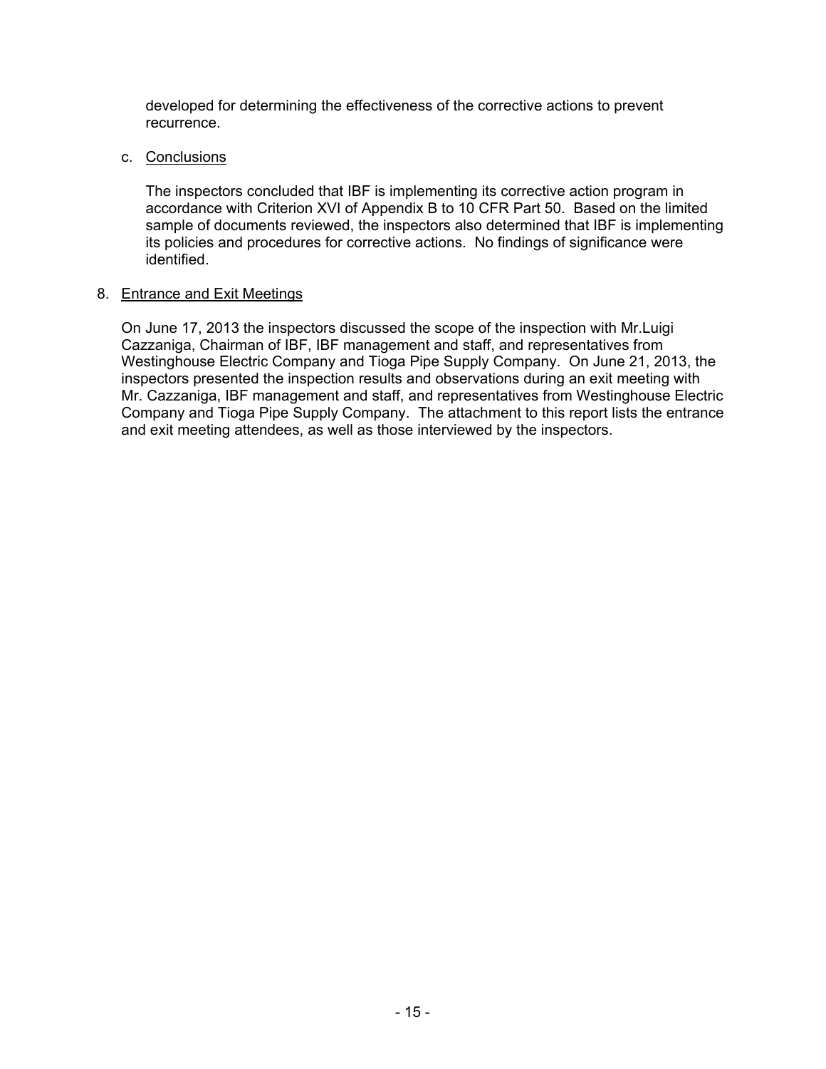developed for determining the effectiveness of the corrective actions to prevent recurrence.

c. Conclusions

The inspectors concluded that IBF is implementing its corrective action program in accordance with Criterion XVI of Appendix B to 10 CFR Part 50. Based on the limited sample of documents reviewed, the inspectors also determined that IBF is implementing its policies and procedures for corrective actions. No findings of significance were identified.

8. Entrance and Exit Meetings

On June 17, 2013 the inspectors discussed the scope of the inspection with Mr.Luigi Cazzaniga, Chairman of IBF, IBF management and staff, and representatives from Westinghouse Electric Company and Tioga Pipe Supply Company. On June 21, 2013, the inspectors presented the inspection results and observations during an exit meeting with Mr. Cazzaniga, IBF management and staff, and representatives from Westinghouse Electric Company and Tioga Pipe Supply Company. The attachment to this report lists the entrance and exit meeting attendees, as well as those interviewed by the inspectors.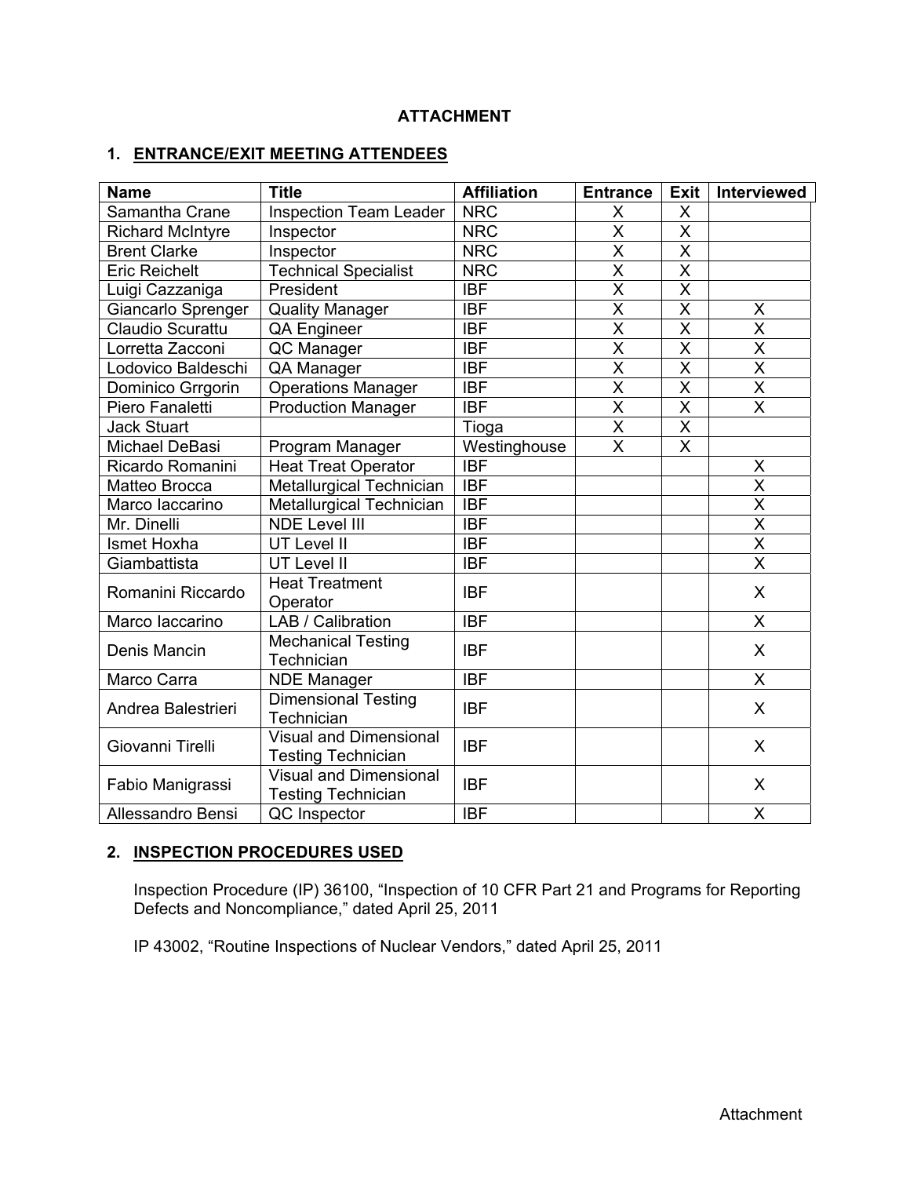## ATTACHMENT

### 1. ENTRANCE/EXIT MEETING ATTENDEES

| Name | Title | Affiliation | Entrance | Exit | Interviewed |
|---|---|---|---|---|---|
| Samantha Crane | Inspection Team Leader | NRC | X | X | |
| Richard McIntyre | Inspector | NRC | X | X | |
| Brent Clarke | Inspector | NRC | X | X | |
| Eric Reichelt | Technical Specialist | NRC | X | X | |
| Luigi Cazzaniga | President | IBF | X | X | |
| Giancarlo Sprenger | Quality Manager | IBF | X | X | X |
| Claudio Scurattu | QA Engineer | IBF | X | X | X |
| Lorretta Zacconi | QC Manager | IBF | X | X | X |
| Lodovico Baldeschi | QA Manager | IBF | X | X | X |
| Dominico Grrgorin | Operations Manager | IBF | X | X | X |
| Piero Fanaletti | Production Manager | IBF | X | X | X |
| Jack Stuart | | Tioga | X | X | |
| Michael DeBasi | Program Manager | Westinghouse | X | X | |
| Ricardo Romanini | Heat Treat Operator | IBF | | | X |
| Matteo Brocca | Metallurgical Technician | IBF | | | X |
| Marco Iaccarino | Metallurgical Technician | IBF | | | X |
| Mr. Dinelli | NDE Level III | IBF | | | X |
| Ismet Hoxha | UT Level II | IBF | | | X |
| Giambattista | UT Level II | IBF | | | X |
| Romanini Riccardo | Heat Treatment Operator | IBF | | | X |
| Marco Iaccarino | LAB / Calibration | IBF | | | X |
| Denis Mancin | Mechanical Testing Technician | IBF | | | X |
| Marco Carra | NDE Manager | IBF | | | X |
| Andrea Balestrieri | Dimensional Testing Technician | IBF | | | X |
| Giovanni Tirelli | Visual and Dimensional Testing Technician | IBF | | | X |
| Fabio Manigrassi | Visual and Dimensional Testing Technician | IBF | | | X |
| Allessandro Bensi | QC Inspector | IBF | | | X |

### 2. INSPECTION PROCEDURES USED

Inspection Procedure (IP) 36100, "Inspection of 10 CFR Part 21 and Programs for Reporting Defects and Noncompliance," dated April 25, 2011

IP 43002, "Routine Inspections of Nuclear Vendors," dated April 25, 2011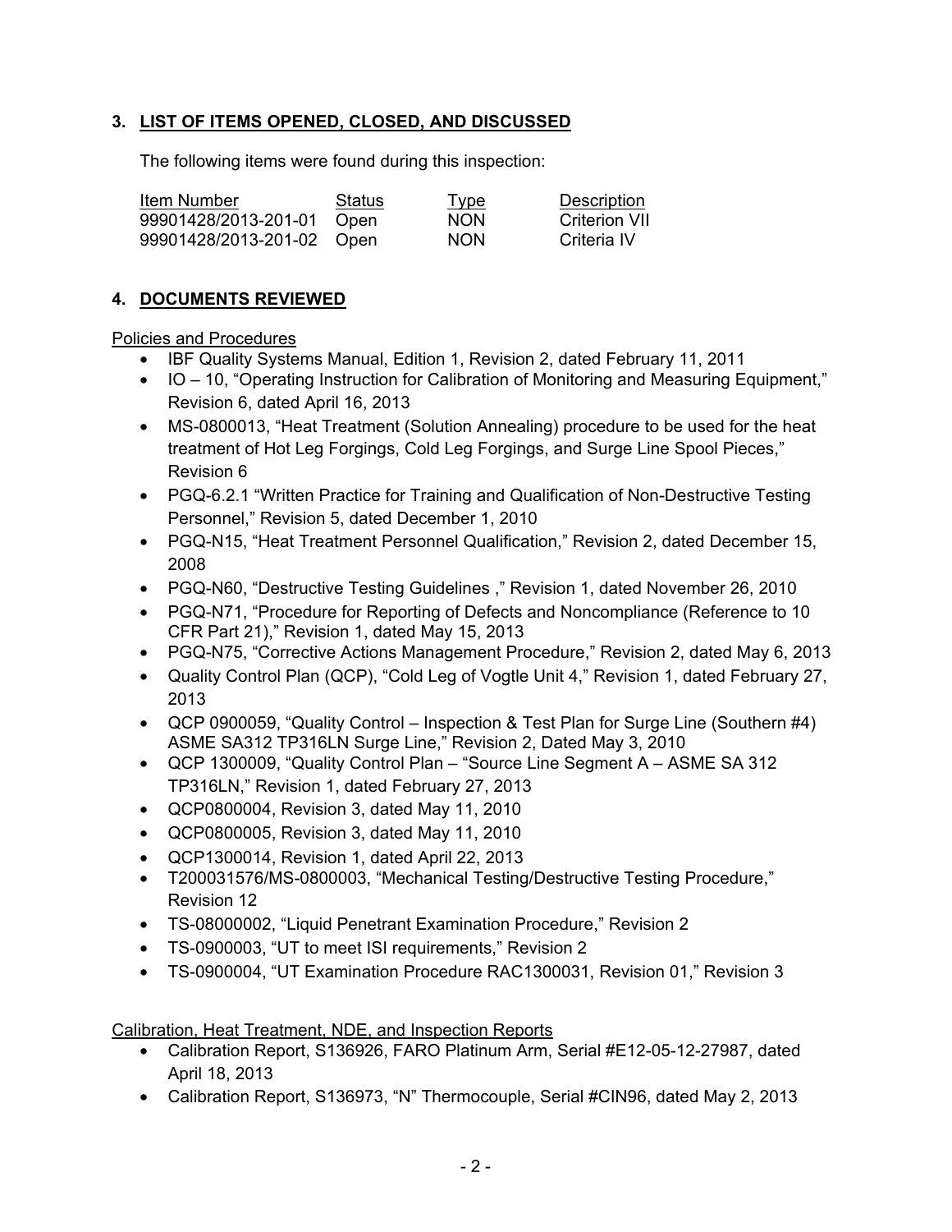## 3. LIST OF ITEMS OPENED, CLOSED, AND DISCUSSED

The following items were found during this inspection:

| Item Number | Status | Type | Description |
|---|---|---|---|
| 99901428/2013-201-01 | Open | NON | Criterion VII |
| 99901428/2013-201-02 | Open | NON | Criteria IV |

## 4. DOCUMENTS REVIEWED

Policies and Procedures

- IBF Quality Systems Manual, Edition 1, Revision 2, dated February 11, 2011
- IO – 10, "Operating Instruction for Calibration of Monitoring and Measuring Equipment," Revision 6, dated April 16, 2013
- MS-0800013, "Heat Treatment (Solution Annealing) procedure to be used for the heat treatment of Hot Leg Forgings, Cold Leg Forgings, and Surge Line Spool Pieces," Revision 6
- PGQ-6.2.1 "Written Practice for Training and Qualification of Non-Destructive Testing Personnel," Revision 5, dated December 1, 2010
- PGQ-N15, "Heat Treatment Personnel Qualification," Revision 2, dated December 15, 2008
- PGQ-N60, "Destructive Testing Guidelines ," Revision 1, dated November 26, 2010
- PGQ-N71, "Procedure for Reporting of Defects and Noncompliance (Reference to 10 CFR Part 21)," Revision 1, dated May 15, 2013
- PGQ-N75, "Corrective Actions Management Procedure," Revision 2, dated May 6, 2013
- Quality Control Plan (QCP), "Cold Leg of Vogtle Unit 4," Revision 1, dated February 27, 2013
- QCP 0900059, "Quality Control – Inspection & Test Plan for Surge Line (Southern #4) ASME SA312 TP316LN Surge Line," Revision 2, Dated May 3, 2010
- QCP 1300009, "Quality Control Plan – "Source Line Segment A – ASME SA 312 TP316LN," Revision 1, dated February 27, 2013
- QCP0800004, Revision 3, dated May 11, 2010
- QCP0800005, Revision 3, dated May 11, 2010
- QCP1300014, Revision 1, dated April 22, 2013
- T200031576/MS-0800003, "Mechanical Testing/Destructive Testing Procedure," Revision 12
- TS-08000002, "Liquid Penetrant Examination Procedure," Revision 2
- TS-0900003, "UT to meet ISI requirements," Revision 2
- TS-0900004, "UT Examination Procedure RAC1300031, Revision 01," Revision 3

Calibration, Heat Treatment, NDE, and Inspection Reports

- Calibration Report, S136926, FARO Platinum Arm, Serial #E12-05-12-27987, dated April 18, 2013
- Calibration Report, S136973, "N" Thermocouple, Serial #CIN96, dated May 2, 2013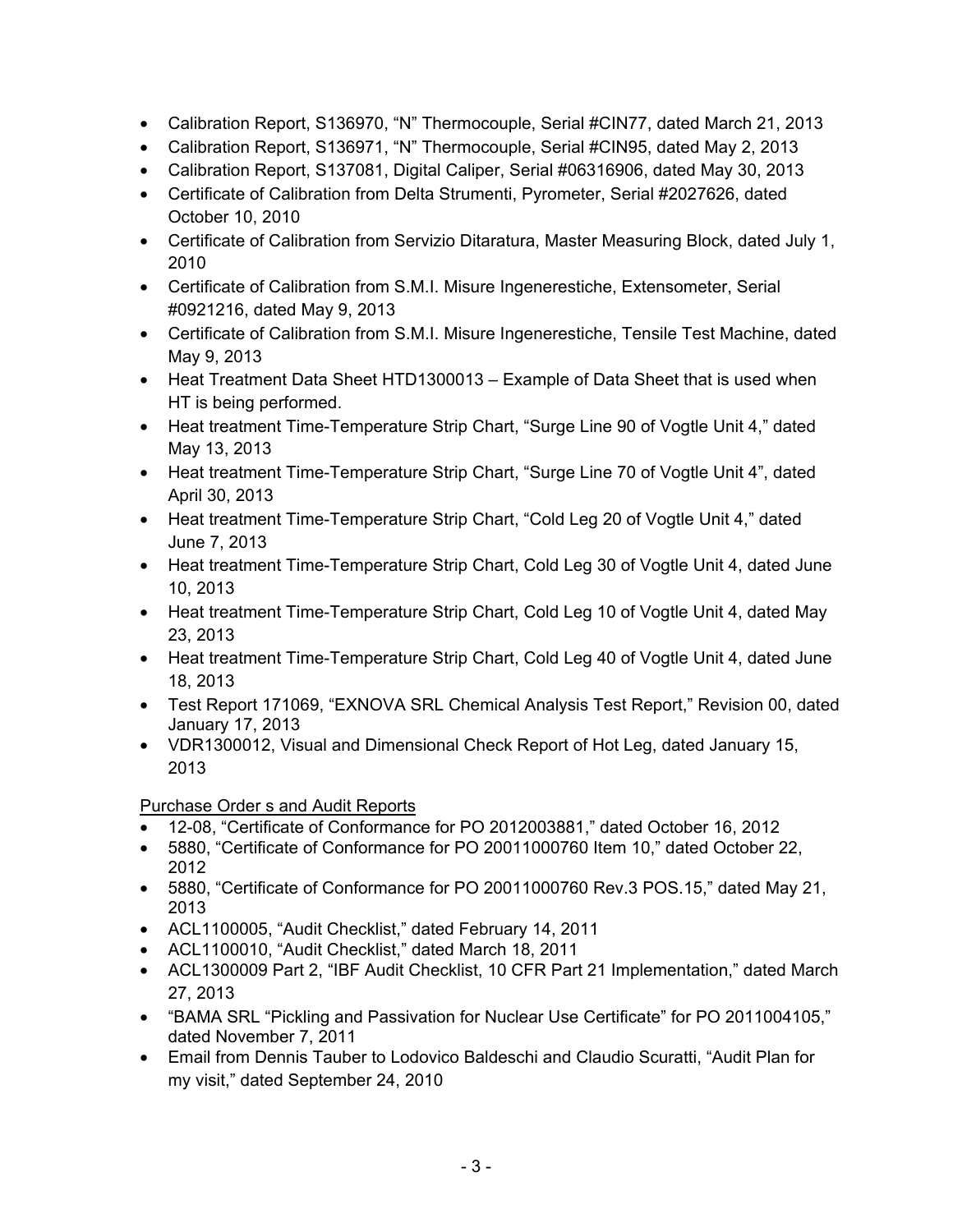- Calibration Report, S136970, "N" Thermocouple, Serial #CIN77, dated March 21, 2013
- Calibration Report, S136971, "N" Thermocouple, Serial #CIN95, dated May 2, 2013
- Calibration Report, S137081, Digital Caliper, Serial #06316906, dated May 30, 2013
- Certificate of Calibration from Delta Strumenti, Pyrometer, Serial #2027626, dated October 10, 2010
- Certificate of Calibration from Servizio Ditaratura, Master Measuring Block, dated July 1, 2010
- Certificate of Calibration from S.M.I. Misure Ingenerestiche, Extensometer, Serial #0921216, dated May 9, 2013
- Certificate of Calibration from S.M.I. Misure Ingenerestiche, Tensile Test Machine, dated May 9, 2013
- Heat Treatment Data Sheet HTD1300013 – Example of Data Sheet that is used when HT is being performed.
- Heat treatment Time-Temperature Strip Chart, "Surge Line 90 of Vogtle Unit 4," dated May 13, 2013
- Heat treatment Time-Temperature Strip Chart, "Surge Line 70 of Vogtle Unit 4", dated April 30, 2013
- Heat treatment Time-Temperature Strip Chart, "Cold Leg 20 of Vogtle Unit 4," dated June 7, 2013
- Heat treatment Time-Temperature Strip Chart, Cold Leg 30 of Vogtle Unit 4, dated June 10, 2013
- Heat treatment Time-Temperature Strip Chart, Cold Leg 10 of Vogtle Unit 4, dated May 23, 2013
- Heat treatment Time-Temperature Strip Chart, Cold Leg 40 of Vogtle Unit 4, dated June 18, 2013
- Test Report 171069, "EXNOVA SRL Chemical Analysis Test Report," Revision 00, dated January 17, 2013
- VDR1300012, Visual and Dimensional Check Report of Hot Leg, dated January 15, 2013

Purchase Order s and Audit Reports

- 12-08, "Certificate of Conformance for PO 2012003881," dated October 16, 2012
- 5880, "Certificate of Conformance for PO 20011000760 Item 10," dated October 22, 2012
- 5880, "Certificate of Conformance for PO 20011000760 Rev.3 POS.15," dated May 21, 2013
- ACL1100005, "Audit Checklist," dated February 14, 2011
- ACL1100010, "Audit Checklist," dated March 18, 2011
- ACL1300009 Part 2, "IBF Audit Checklist, 10 CFR Part 21 Implementation," dated March 27, 2013
- "BAMA SRL "Pickling and Passivation for Nuclear Use Certificate" for PO 2011004105," dated November 7, 2011
- Email from Dennis Tauber to Lodovico Baldeschi and Claudio Scuratti, "Audit Plan for my visit," dated September 24, 2010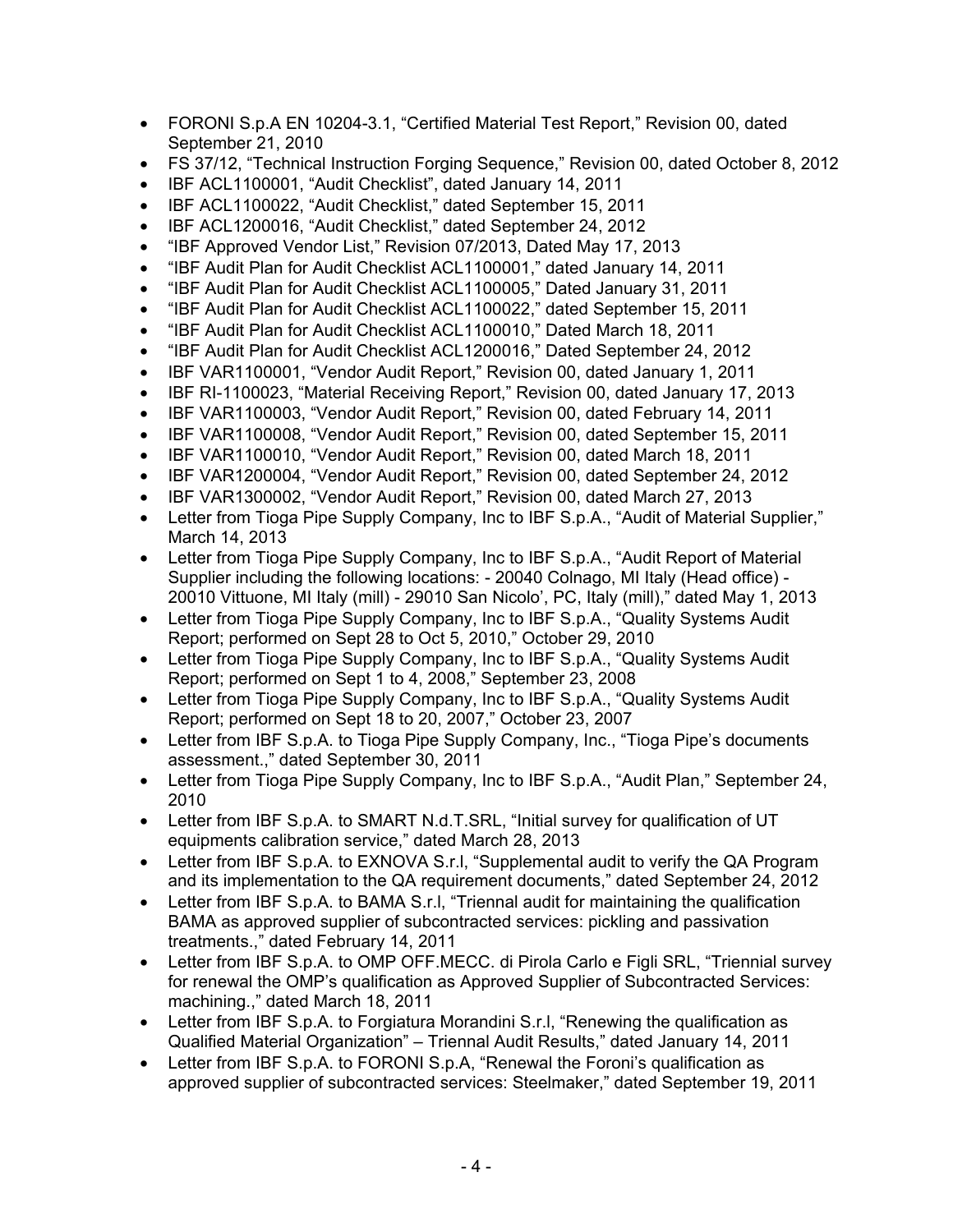- FORONI S.p.A EN 10204-3.1, "Certified Material Test Report," Revision 00, dated September 21, 2010
- FS 37/12, "Technical Instruction Forging Sequence," Revision 00, dated October 8, 2012
- IBF ACL1100001, "Audit Checklist", dated January 14, 2011
- IBF ACL1100022, "Audit Checklist," dated September 15, 2011
- IBF ACL1200016, "Audit Checklist," dated September 24, 2012
- "IBF Approved Vendor List," Revision 07/2013, Dated May 17, 2013
- "IBF Audit Plan for Audit Checklist ACL1100001," dated January 14, 2011
- "IBF Audit Plan for Audit Checklist ACL1100005," Dated January 31, 2011
- "IBF Audit Plan for Audit Checklist ACL1100022," dated September 15, 2011
- "IBF Audit Plan for Audit Checklist ACL1100010," Dated March 18, 2011
- "IBF Audit Plan for Audit Checklist ACL1200016," Dated September 24, 2012
- IBF VAR1100001, "Vendor Audit Report," Revision 00, dated January 1, 2011
- IBF RI-1100023, "Material Receiving Report," Revision 00, dated January 17, 2013
- IBF VAR1100003, "Vendor Audit Report," Revision 00, dated February 14, 2011
- IBF VAR1100008, "Vendor Audit Report," Revision 00, dated September 15, 2011
- IBF VAR1100010, "Vendor Audit Report," Revision 00, dated March 18, 2011
- IBF VAR1200004, "Vendor Audit Report," Revision 00, dated September 24, 2012
- IBF VAR1300002, "Vendor Audit Report," Revision 00, dated March 27, 2013
- Letter from Tioga Pipe Supply Company, Inc to IBF S.p.A., "Audit of Material Supplier," March 14, 2013
- Letter from Tioga Pipe Supply Company, Inc to IBF S.p.A., "Audit Report of Material Supplier including the following locations: - 20040 Colnago, MI Italy (Head office) - 20010 Vittuone, MI Italy (mill) - 29010 San Nicolo', PC, Italy (mill)," dated May 1, 2013
- Letter from Tioga Pipe Supply Company, Inc to IBF S.p.A., "Quality Systems Audit Report; performed on Sept 28 to Oct 5, 2010," October 29, 2010
- Letter from Tioga Pipe Supply Company, Inc to IBF S.p.A., "Quality Systems Audit Report; performed on Sept 1 to 4, 2008," September 23, 2008
- Letter from Tioga Pipe Supply Company, Inc to IBF S.p.A., "Quality Systems Audit Report; performed on Sept 18 to 20, 2007," October 23, 2007
- Letter from IBF S.p.A. to Tioga Pipe Supply Company, Inc., "Tioga Pipe's documents assessment.," dated September 30, 2011
- Letter from Tioga Pipe Supply Company, Inc to IBF S.p.A., "Audit Plan," September 24, 2010
- Letter from IBF S.p.A. to SMART N.d.T.SRL, "Initial survey for qualification of UT equipments calibration service," dated March 28, 2013
- Letter from IBF S.p.A. to EXNOVA S.r.l, "Supplemental audit to verify the QA Program and its implementation to the QA requirement documents," dated September 24, 2012
- Letter from IBF S.p.A. to BAMA S.r.l, "Triennal audit for maintaining the qualification BAMA as approved supplier of subcontracted services: pickling and passivation treatments.," dated February 14, 2011
- Letter from IBF S.p.A. to OMP OFF.MECC. di Pirola Carlo e Figli SRL, "Triennial survey for renewal the OMP's qualification as Approved Supplier of Subcontracted Services: machining.," dated March 18, 2011
- Letter from IBF S.p.A. to Forgiatura Morandini S.r.l, "Renewing the qualification as Qualified Material Organization" – Triennal Audit Results," dated January 14, 2011
- Letter from IBF S.p.A. to FORONI S.p.A, "Renewal the Foroni's qualification as approved supplier of subcontracted services: Steelmaker," dated September 19, 2011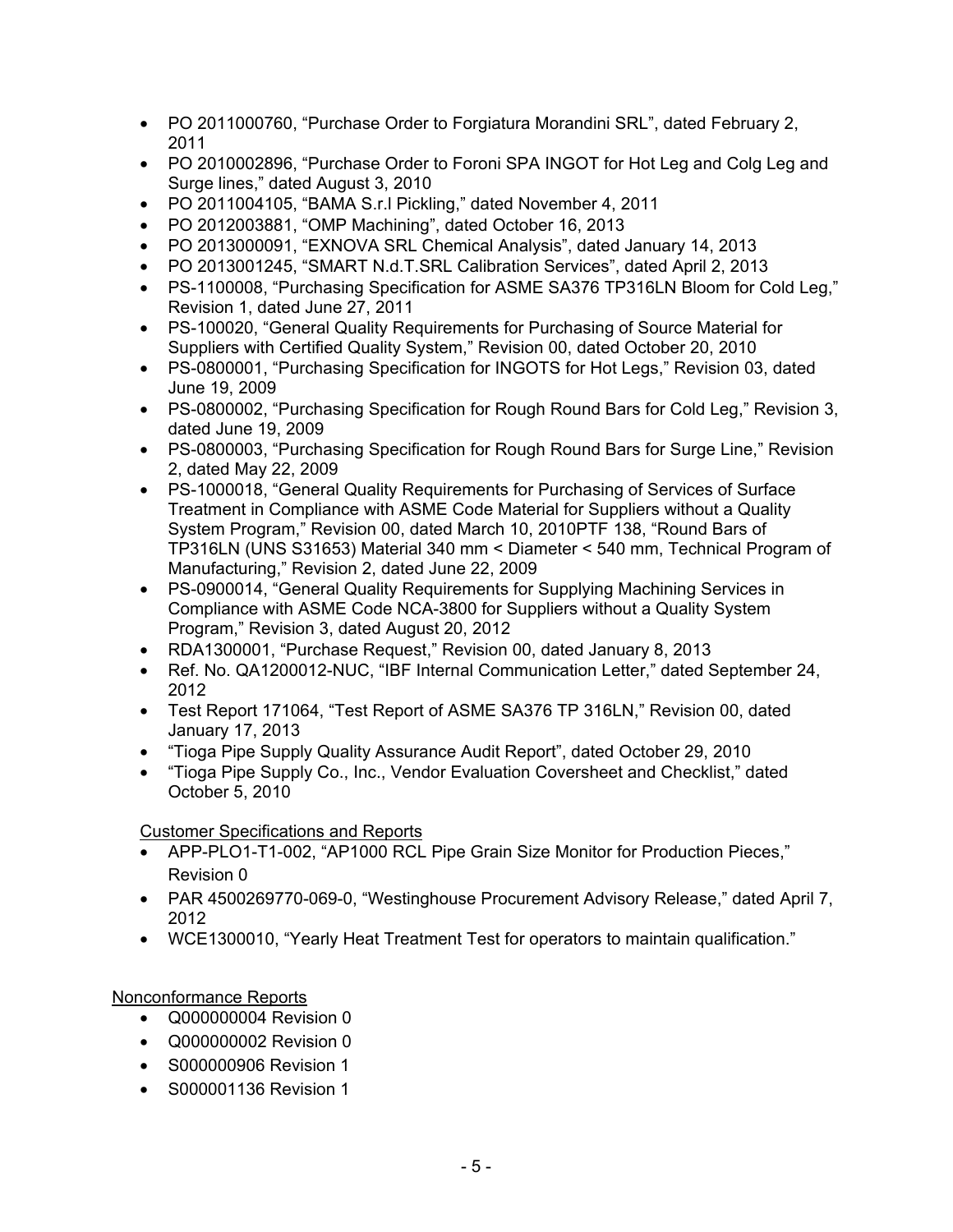- PO 2011000760, "Purchase Order to Forgiatura Morandini SRL", dated February 2, 2011
- PO 2010002896, "Purchase Order to Foroni SPA INGOT for Hot Leg and Colg Leg and Surge lines," dated August 3, 2010
- PO 2011004105, "BAMA S.r.l Pickling," dated November 4, 2011
- PO 2012003881, "OMP Machining", dated October 16, 2013
- PO 2013000091, "EXNOVA SRL Chemical Analysis", dated January 14, 2013
- PO 2013001245, "SMART N.d.T.SRL Calibration Services", dated April 2, 2013
- PS-1100008, "Purchasing Specification for ASME SA376 TP316LN Bloom for Cold Leg," Revision 1, dated June 27, 2011
- PS-100020, "General Quality Requirements for Purchasing of Source Material for Suppliers with Certified Quality System," Revision 00, dated October 20, 2010
- PS-0800001, "Purchasing Specification for INGOTS for Hot Legs," Revision 03, dated June 19, 2009
- PS-0800002, "Purchasing Specification for Rough Round Bars for Cold Leg," Revision 3, dated June 19, 2009
- PS-0800003, "Purchasing Specification for Rough Round Bars for Surge Line," Revision 2, dated May 22, 2009
- PS-1000018, "General Quality Requirements for Purchasing of Services of Surface Treatment in Compliance with ASME Code Material for Suppliers without a Quality System Program," Revision 00, dated March 10, 2010PTF 138, "Round Bars of TP316LN (UNS S31653) Material 340 mm < Diameter < 540 mm, Technical Program of Manufacturing," Revision 2, dated June 22, 2009
- PS-0900014, "General Quality Requirements for Supplying Machining Services in Compliance with ASME Code NCA-3800 for Suppliers without a Quality System Program," Revision 3, dated August 20, 2012
- RDA1300001, "Purchase Request," Revision 00, dated January 8, 2013
- Ref. No. QA1200012-NUC, "IBF Internal Communication Letter," dated September 24, 2012
- Test Report 171064, "Test Report of ASME SA376 TP 316LN," Revision 00, dated January 17, 2013
- "Tioga Pipe Supply Quality Assurance Audit Report", dated October 29, 2010
- "Tioga Pipe Supply Co., Inc., Vendor Evaluation Coversheet and Checklist," dated October 5, 2010

Customer Specifications and Reports

- APP-PLO1-T1-002, "AP1000 RCL Pipe Grain Size Monitor for Production Pieces," Revision 0
- PAR 4500269770-069-0, "Westinghouse Procurement Advisory Release," dated April 7, 2012
- WCE1300010, "Yearly Heat Treatment Test for operators to maintain qualification."

Nonconformance Reports

- Q000000004 Revision 0
- Q000000002 Revision 0
- S000000906 Revision 1
- S000001136 Revision 1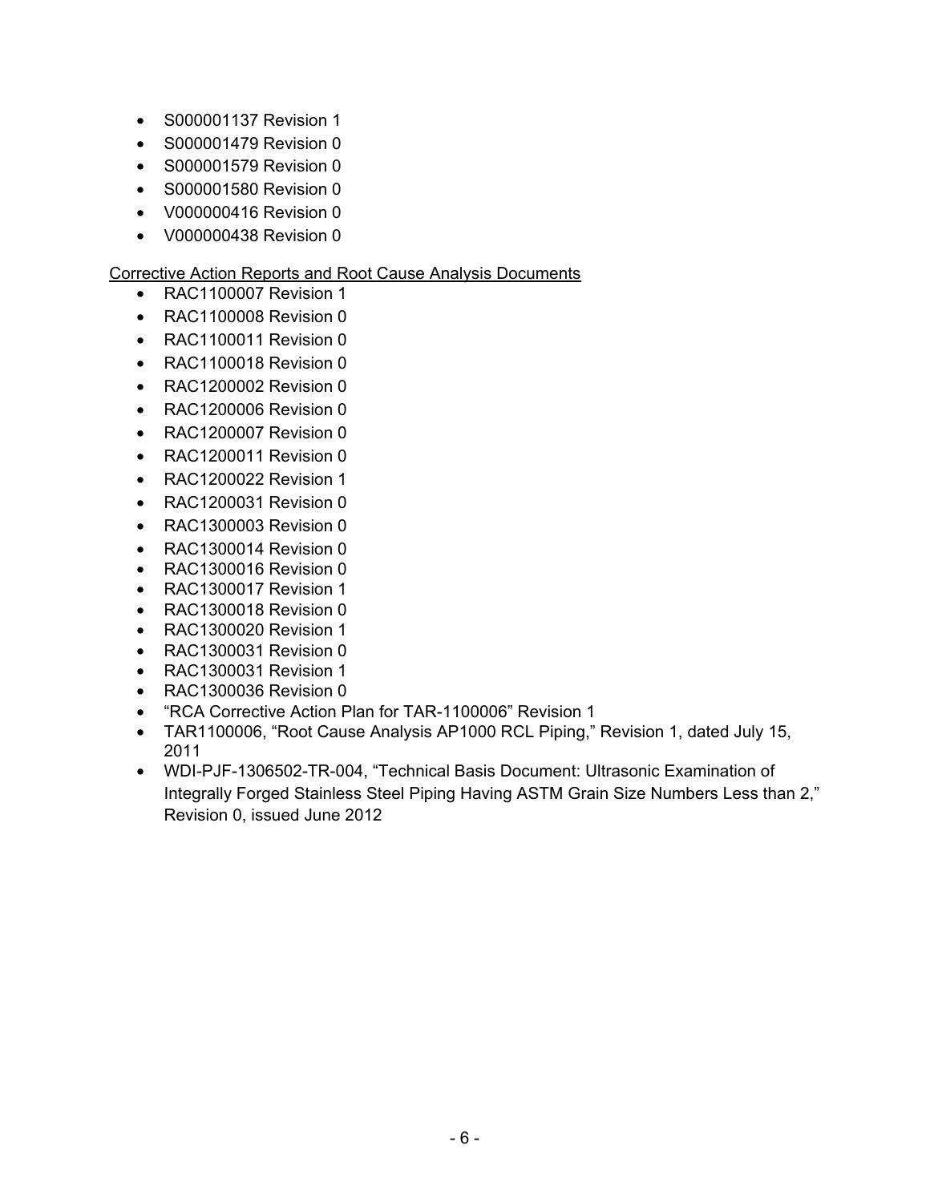- S000001137 Revision 1
- S000001479 Revision 0
- S000001579 Revision 0
- S000001580 Revision 0
- V000000416 Revision 0
- V000000438 Revision 0

Corrective Action Reports and Root Cause Analysis Documents

- RAC1100007 Revision 1
- RAC1100008 Revision 0
- RAC1100011 Revision 0
- RAC1100018 Revision 0
- RAC1200002 Revision 0
- RAC1200006 Revision 0
- RAC1200007 Revision 0
- RAC1200011 Revision 0
- RAC1200022 Revision 1
- RAC1200031 Revision 0
- RAC1300003 Revision 0
- RAC1300014 Revision 0
- RAC1300016 Revision 0
- RAC1300017 Revision 1
- RAC1300018 Revision 0
- RAC1300020 Revision 1
- RAC1300031 Revision 0
- RAC1300031 Revision 1
- RAC1300036 Revision 0
- "RCA Corrective Action Plan for TAR-1100006" Revision 1
- TAR1100006, "Root Cause Analysis AP1000 RCL Piping," Revision 1, dated July 15, 2011
- WDI-PJF-1306502-TR-004, "Technical Basis Document: Ultrasonic Examination of Integrally Forged Stainless Steel Piping Having ASTM Grain Size Numbers Less than 2," Revision 0, issued June 2012